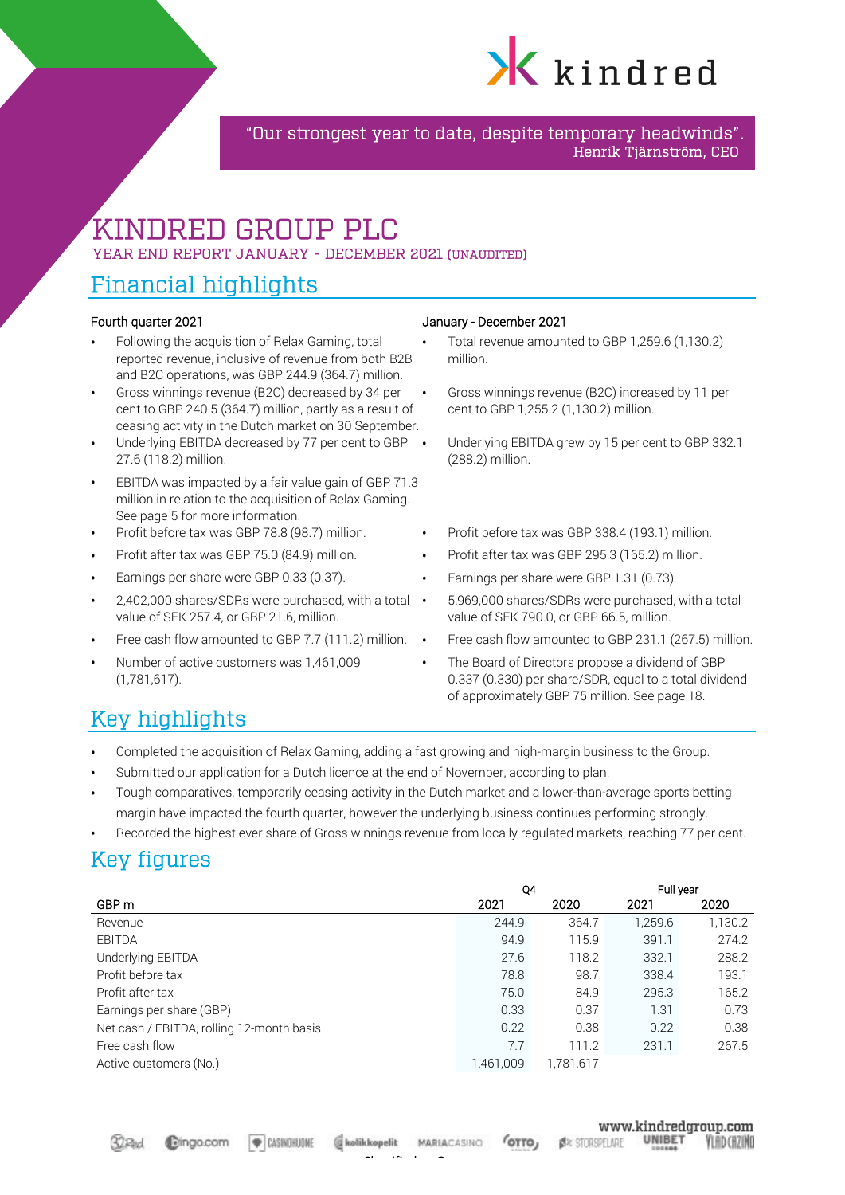> "Our strongest year to date, despite temporary headwinds".
> Henrik Tjärnström, CEO

# KINDRED GROUP PLC

YEAR END REPORT JANUARY - DECEMBER 2021 (UNAUDITED)

## Financial highlights

### Fourth quarter 2021

- Following the acquisition of Relax Gaming, total reported revenue, inclusive of revenue from both B2B and B2C operations, was GBP 244.9 (364.7) million.
- Gross winnings revenue (B2C) decreased by 34 per cent to GBP 240.5 (364.7) million, partly as a result of ceasing activity in the Dutch market on 30 September.
- Underlying EBITDA decreased by 77 per cent to GBP 27.6 (118.2) million.
- EBITDA was impacted by a fair value gain of GBP 71.3 million in relation to the acquisition of Relax Gaming. See page 5 for more information.
- Profit before tax was GBP 78.8 (98.7) million.
- Profit after tax was GBP 75.0 (84.9) million.
- Earnings per share were GBP 0.33 (0.37).
- 2,402,000 shares/SDRs were purchased, with a total value of SEK 257.4, or GBP 21.6, million.
- Free cash flow amounted to GBP 7.7 (111.2) million.
- Number of active customers was 1,461,009 (1,781,617).

### January - December 2021

- Total revenue amounted to GBP 1,259.6 (1,130.2) million.
- Gross winnings revenue (B2C) increased by 11 per cent to GBP 1,255.2 (1,130.2) million.
- Underlying EBITDA grew by 15 per cent to GBP 332.1 (288.2) million.
- Profit before tax was GBP 338.4 (193.1) million.
- Profit after tax was GBP 295.3 (165.2) million.
- Earnings per share were GBP 1.31 (0.73).
- 5,969,000 shares/SDRs were purchased, with a total value of SEK 790.0, or GBP 66.5, million.
- Free cash flow amounted to GBP 231.1 (267.5) million.
- The Board of Directors propose a dividend of GBP 0.337 (0.330) per share/SDR, equal to a total dividend of approximately GBP 75 million. See page 18.

## Key highlights

- Completed the acquisition of Relax Gaming, adding a fast growing and high-margin business to the Group.
- Submitted our application for a Dutch licence at the end of November, according to plan.
- Tough comparatives, temporarily ceasing activity in the Dutch market and a lower-than-average sports betting margin have impacted the fourth quarter, however the underlying business continues performing strongly.
- Recorded the highest ever share of Gross winnings revenue from locally regulated markets, reaching 77 per cent.

## Key figures

| | Q4 | | Full year | |
|---|---|---|---|---|
| GBP m | 2021 | 2020 | 2021 | 2020 |
| Revenue | 244.9 | 364.7 | 1,259.6 | 1,130.2 |
| EBITDA | 94.9 | 115.9 | 391.1 | 274.2 |
| Underlying EBITDA | 27.6 | 118.2 | 332.1 | 288.2 |
| Profit before tax | 78.8 | 98.7 | 338.4 | 193.1 |
| Profit after tax | 75.0 | 84.9 | 295.3 | 165.2 |
| Earnings per share (GBP) | 0.33 | 0.37 | 1.31 | 0.73 |
| Net cash / EBITDA, rolling 12-month basis | 0.22 | 0.38 | 0.22 | 0.38 |
| Free cash flow | 7.7 | 111.2 | 231.1 | 267.5 |
| Active customers (No.) | 1,461,009 | 1,781,617 | | |

www.kindredgroup.com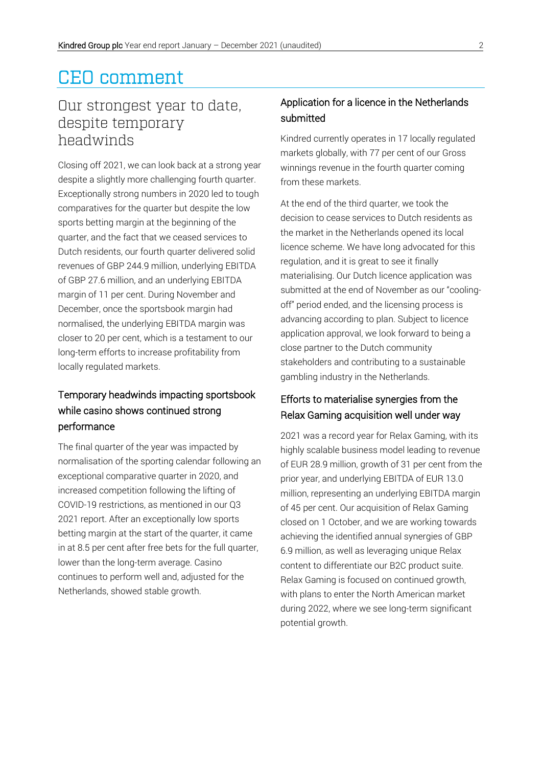# CEO comment

## Our strongest year to date, despite temporary headwinds

Closing off 2021, we can look back at a strong year despite a slightly more challenging fourth quarter. Exceptionally strong numbers in 2020 led to tough comparatives for the quarter but despite the low sports betting margin at the beginning of the quarter, and the fact that we ceased services to Dutch residents, our fourth quarter delivered solid revenues of GBP 244.9 million, underlying EBITDA of GBP 27.6 million, and an underlying EBITDA margin of 11 per cent. During November and December, once the sportsbook margin had normalised, the underlying EBITDA margin was closer to 20 per cent, which is a testament to our long-term efforts to increase profitability from locally regulated markets.

### Temporary headwinds impacting sportsbook while casino shows continued strong performance

The final quarter of the year was impacted by normalisation of the sporting calendar following an exceptional comparative quarter in 2020, and increased competition following the lifting of COVID-19 restrictions, as mentioned in our Q3 2021 report. After an exceptionally low sports betting margin at the start of the quarter, it came in at 8.5 per cent after free bets for the full quarter, lower than the long-term average. Casino continues to perform well and, adjusted for the Netherlands, showed stable growth.

### Application for a licence in the Netherlands submitted

Kindred currently operates in 17 locally regulated markets globally, with 77 per cent of our Gross winnings revenue in the fourth quarter coming from these markets.

At the end of the third quarter, we took the decision to cease services to Dutch residents as the market in the Netherlands opened its local licence scheme. We have long advocated for this regulation, and it is great to see it finally materialising. Our Dutch licence application was submitted at the end of November as our "cooling-off" period ended, and the licensing process is advancing according to plan. Subject to licence application approval, we look forward to being a close partner to the Dutch community stakeholders and contributing to a sustainable gambling industry in the Netherlands.

### Efforts to materialise synergies from the Relax Gaming acquisition well under way

2021 was a record year for Relax Gaming, with its highly scalable business model leading to revenue of EUR 28.9 million, growth of 31 per cent from the prior year, and underlying EBITDA of EUR 13.0 million, representing an underlying EBITDA margin of 45 per cent. Our acquisition of Relax Gaming closed on 1 October, and we are working towards achieving the identified annual synergies of GBP 6.9 million, as well as leveraging unique Relax content to differentiate our B2C product suite. Relax Gaming is focused on continued growth, with plans to enter the North American market during 2022, where we see long-term significant potential growth.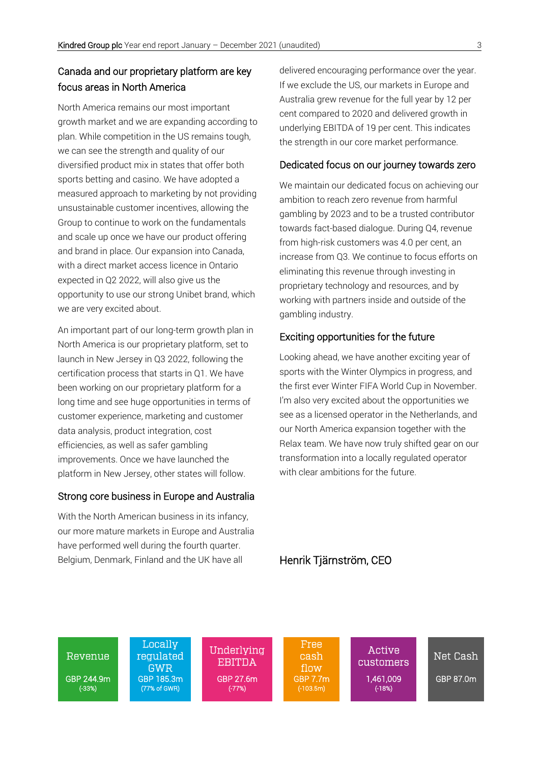## Canada and our proprietary platform are key focus areas in North America

North America remains our most important growth market and we are expanding according to plan. While competition in the US remains tough, we can see the strength and quality of our diversified product mix in states that offer both sports betting and casino. We have adopted a measured approach to marketing by not providing unsustainable customer incentives, allowing the Group to continue to work on the fundamentals and scale up once we have our product offering and brand in place. Our expansion into Canada, with a direct market access licence in Ontario expected in Q2 2022, will also give us the opportunity to use our strong Unibet brand, which we are very excited about.

An important part of our long-term growth plan in North America is our proprietary platform, set to launch in New Jersey in Q3 2022, following the certification process that starts in Q1. We have been working on our proprietary platform for a long time and see huge opportunities in terms of customer experience, marketing and customer data analysis, product integration, cost efficiencies, as well as safer gambling improvements. Once we have launched the platform in New Jersey, other states will follow.

## Strong core business in Europe and Australia

With the North American business in its infancy, our more mature markets in Europe and Australia have performed well during the fourth quarter. Belgium, Denmark, Finland and the UK have all delivered encouraging performance over the year. If we exclude the US, our markets in Europe and Australia grew revenue for the full year by 12 per cent compared to 2020 and delivered growth in underlying EBITDA of 19 per cent. This indicates the strength in our core market performance.

## Dedicated focus on our journey towards zero

We maintain our dedicated focus on achieving our ambition to reach zero revenue from harmful gambling by 2023 and to be a trusted contributor towards fact-based dialogue. During Q4, revenue from high-risk customers was 4.0 per cent, an increase from Q3. We continue to focus efforts on eliminating this revenue through investing in proprietary technology and resources, and by working with partners inside and outside of the gambling industry.

## Exciting opportunities for the future

Looking ahead, we have another exciting year of sports with the Winter Olympics in progress, and the first ever Winter FIFA World Cup in November. I'm also very excited about the opportunities we see as a licensed operator in the Netherlands, and our North America expansion together with the Relax team. We have now truly shifted gear on our transformation into a locally regulated operator with clear ambitions for the future.

Henrik Tjärnström, CEO

| Revenue | Locally regulated GWR | Underlying EBITDA | Free cash flow | Active customers | Net Cash |
|---|---|---|---|---|---|
| GBP 244.9m (-33%) | GBP 185.3m (77% of GWR) | GBP 27.6m (-77%) | GBP 7.7m (-103.5m) | 1,461,009 (-18%) | GBP 87.0m |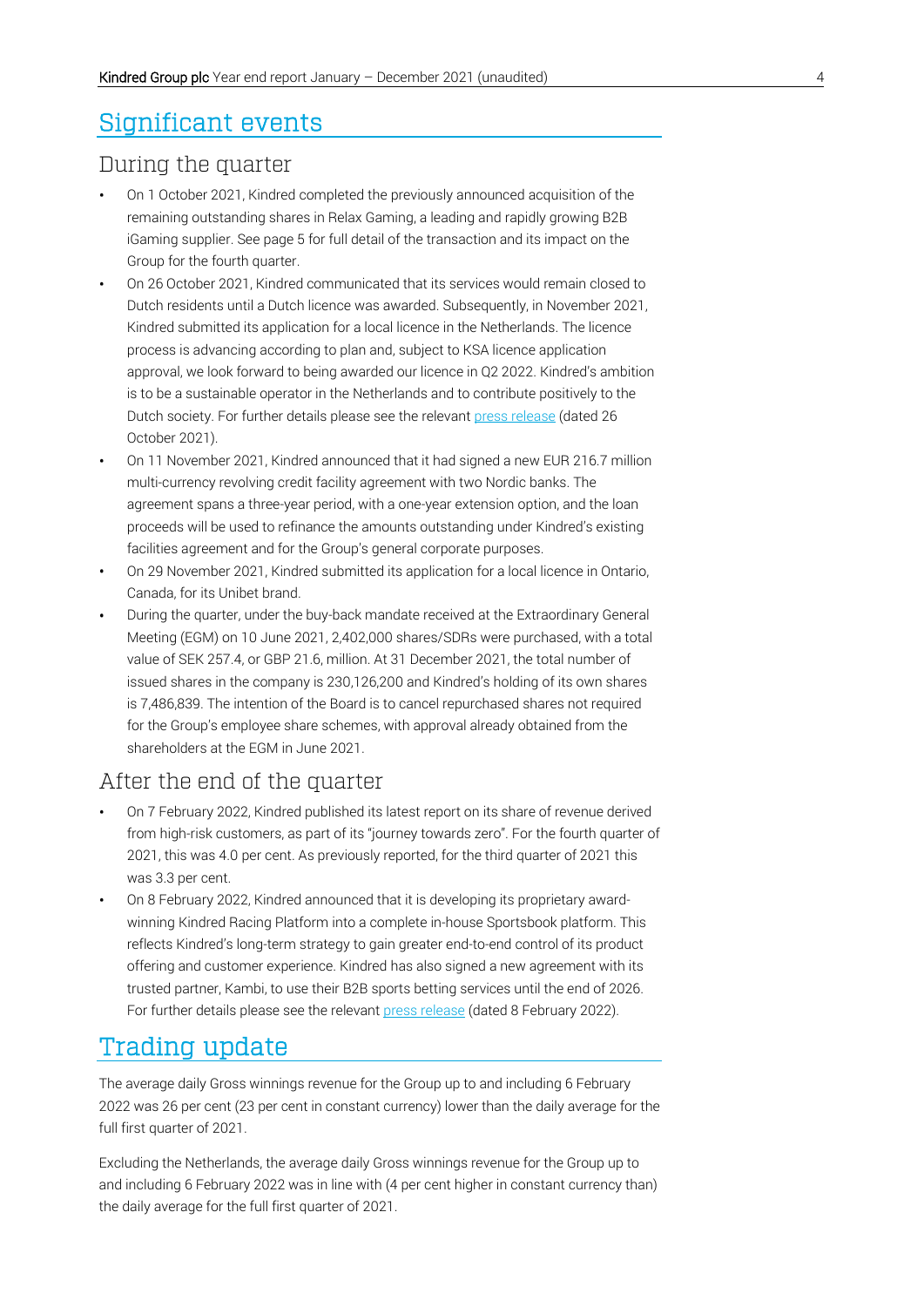# Significant events

## During the quarter

- On 1 October 2021, Kindred completed the previously announced acquisition of the remaining outstanding shares in Relax Gaming, a leading and rapidly growing B2B iGaming supplier. See page 5 for full detail of the transaction and its impact on the Group for the fourth quarter.
- On 26 October 2021, Kindred communicated that its services would remain closed to Dutch residents until a Dutch licence was awarded. Subsequently, in November 2021, Kindred submitted its application for a local licence in the Netherlands. The licence process is advancing according to plan and, subject to KSA licence application approval, we look forward to being awarded our licence in Q2 2022. Kindred's ambition is to be a sustainable operator in the Netherlands and to contribute positively to the Dutch society. For further details please see the relevant press release (dated 26 October 2021).
- On 11 November 2021, Kindred announced that it had signed a new EUR 216.7 million multi-currency revolving credit facility agreement with two Nordic banks. The agreement spans a three-year period, with a one-year extension option, and the loan proceeds will be used to refinance the amounts outstanding under Kindred's existing facilities agreement and for the Group's general corporate purposes.
- On 29 November 2021, Kindred submitted its application for a local licence in Ontario, Canada, for its Unibet brand.
- During the quarter, under the buy-back mandate received at the Extraordinary General Meeting (EGM) on 10 June 2021, 2,402,000 shares/SDRs were purchased, with a total value of SEK 257.4, or GBP 21.6, million. At 31 December 2021, the total number of issued shares in the company is 230,126,200 and Kindred's holding of its own shares is 7,486,839. The intention of the Board is to cancel repurchased shares not required for the Group's employee share schemes, with approval already obtained from the shareholders at the EGM in June 2021.

## After the end of the quarter

- On 7 February 2022, Kindred published its latest report on its share of revenue derived from high-risk customers, as part of its "journey towards zero". For the fourth quarter of 2021, this was 4.0 per cent. As previously reported, for the third quarter of 2021 this was 3.3 per cent.
- On 8 February 2022, Kindred announced that it is developing its proprietary award-winning Kindred Racing Platform into a complete in-house Sportsbook platform. This reflects Kindred's long-term strategy to gain greater end-to-end control of its product offering and customer experience. Kindred has also signed a new agreement with its trusted partner, Kambi, to use their B2B sports betting services until the end of 2026. For further details please see the relevant press release (dated 8 February 2022).

# Trading update

The average daily Gross winnings revenue for the Group up to and including 6 February 2022 was 26 per cent (23 per cent in constant currency) lower than the daily average for the full first quarter of 2021.

Excluding the Netherlands, the average daily Gross winnings revenue for the Group up to and including 6 February 2022 was in line with (4 per cent higher in constant currency than) the daily average for the full first quarter of 2021.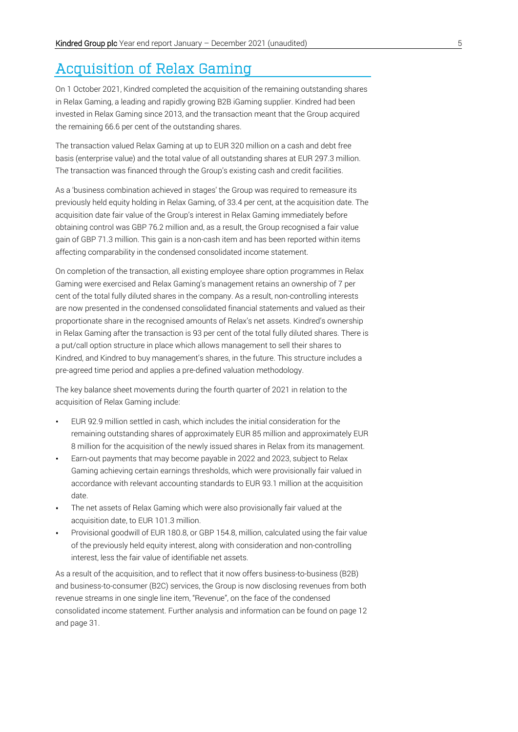## Acquisition of Relax Gaming

On 1 October 2021, Kindred completed the acquisition of the remaining outstanding shares in Relax Gaming, a leading and rapidly growing B2B iGaming supplier. Kindred had been invested in Relax Gaming since 2013, and the transaction meant that the Group acquired the remaining 66.6 per cent of the outstanding shares.

The transaction valued Relax Gaming at up to EUR 320 million on a cash and debt free basis (enterprise value) and the total value of all outstanding shares at EUR 297.3 million. The transaction was financed through the Group's existing cash and credit facilities.

As a 'business combination achieved in stages' the Group was required to remeasure its previously held equity holding in Relax Gaming, of 33.4 per cent, at the acquisition date. The acquisition date fair value of the Group's interest in Relax Gaming immediately before obtaining control was GBP 76.2 million and, as a result, the Group recognised a fair value gain of GBP 71.3 million. This gain is a non-cash item and has been reported within items affecting comparability in the condensed consolidated income statement.

On completion of the transaction, all existing employee share option programmes in Relax Gaming were exercised and Relax Gaming's management retains an ownership of 7 per cent of the total fully diluted shares in the company. As a result, non-controlling interests are now presented in the condensed consolidated financial statements and valued as their proportionate share in the recognised amounts of Relax's net assets. Kindred's ownership in Relax Gaming after the transaction is 93 per cent of the total fully diluted shares. There is a put/call option structure in place which allows management to sell their shares to Kindred, and Kindred to buy management's shares, in the future. This structure includes a pre-agreed time period and applies a pre-defined valuation methodology.

The key balance sheet movements during the fourth quarter of 2021 in relation to the acquisition of Relax Gaming include:

- EUR 92.9 million settled in cash, which includes the initial consideration for the remaining outstanding shares of approximately EUR 85 million and approximately EUR 8 million for the acquisition of the newly issued shares in Relax from its management.
- Earn-out payments that may become payable in 2022 and 2023, subject to Relax Gaming achieving certain earnings thresholds, which were provisionally fair valued in accordance with relevant accounting standards to EUR 93.1 million at the acquisition date.
- The net assets of Relax Gaming which were also provisionally fair valued at the acquisition date, to EUR 101.3 million.
- Provisional goodwill of EUR 180.8, or GBP 154.8, million, calculated using the fair value of the previously held equity interest, along with consideration and non-controlling interest, less the fair value of identifiable net assets.

As a result of the acquisition, and to reflect that it now offers business-to-business (B2B) and business-to-consumer (B2C) services, the Group is now disclosing revenues from both revenue streams in one single line item, "Revenue", on the face of the condensed consolidated income statement. Further analysis and information can be found on page 12 and page 31.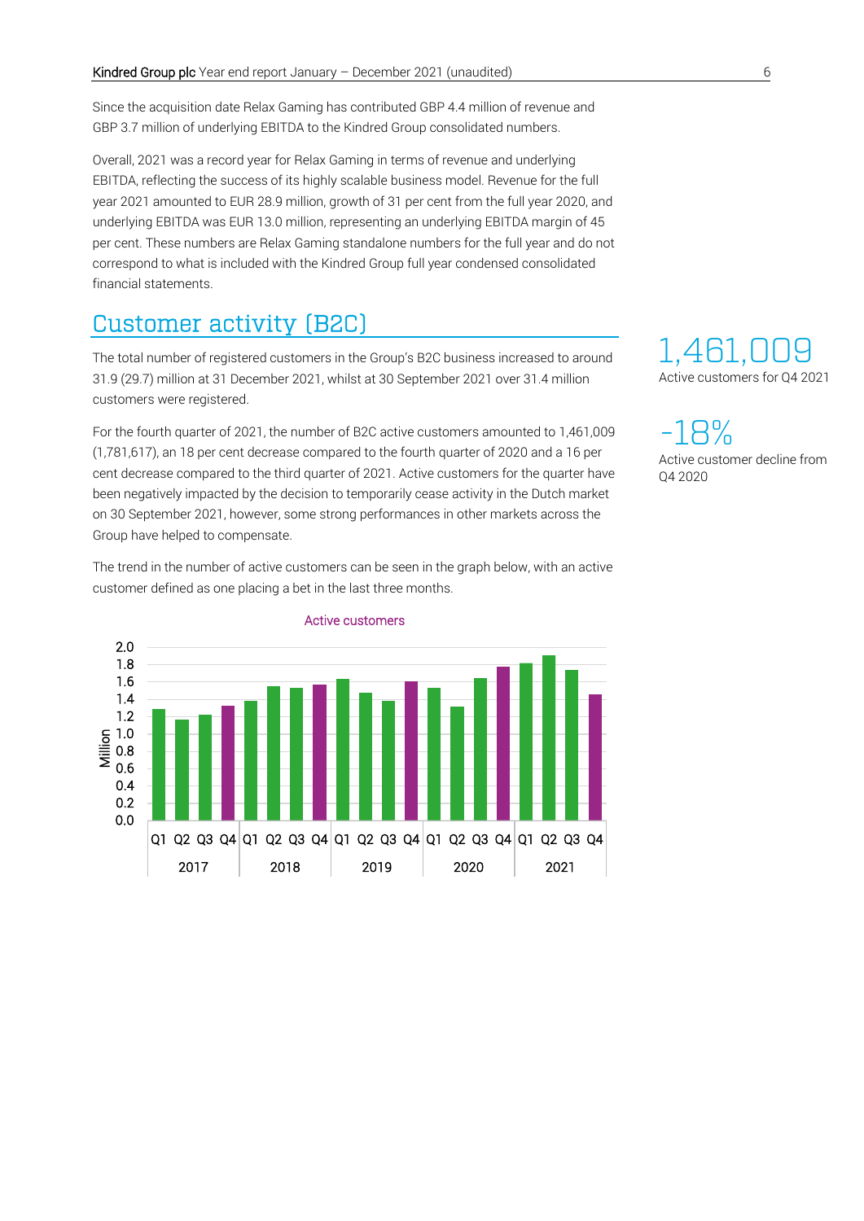Since the acquisition date Relax Gaming has contributed GBP 4.4 million of revenue and GBP 3.7 million of underlying EBITDA to the Kindred Group consolidated numbers.

Overall, 2021 was a record year for Relax Gaming in terms of revenue and underlying EBITDA, reflecting the success of its highly scalable business model. Revenue for the full year 2021 amounted to EUR 28.9 million, growth of 31 per cent from the full year 2020, and underlying EBITDA was EUR 13.0 million, representing an underlying EBITDA margin of 45 per cent. These numbers are Relax Gaming standalone numbers for the full year and do not correspond to what is included with the Kindred Group full year condensed consolidated financial statements.

## Customer activity (B2C)

**1,461,009**
Active customers for Q4 2021

**-18%**
Active customer decline from Q4 2020

The total number of registered customers in the Group's B2C business increased to around 31.9 (29.7) million at 31 December 2021, whilst at 30 September 2021 over 31.4 million customers were registered.

For the fourth quarter of 2021, the number of B2C active customers amounted to 1,461,009 (1,781,617), an 18 per cent decrease compared to the fourth quarter of 2020 and a 16 per cent decrease compared to the third quarter of 2021. Active customers for the quarter have been negatively impacted by the decision to temporarily cease activity in the Dutch market on 30 September 2021, however, some strong performances in other markets across the Group have helped to compensate.

The trend in the number of active customers can be seen in the graph below, with an active customer defined as one placing a bet in the last three months.

Active customers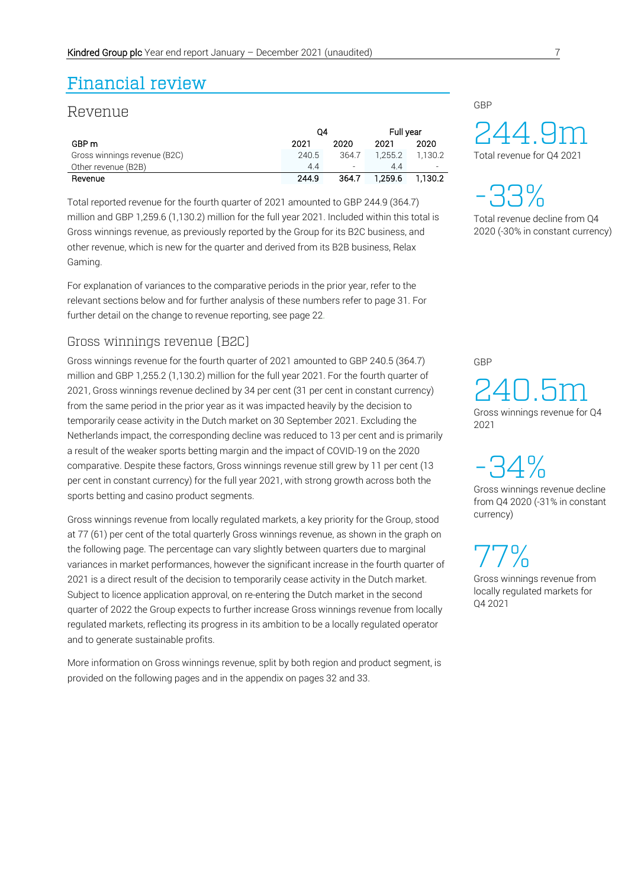# Financial review

## Revenue

| GBP m | Q4 2021 | Q4 2020 | Full year 2021 | Full year 2020 |
|---|---|---|---|---|
| Gross winnings revenue (B2C) | 240.5 | 364.7 | 1,255.2 | 1,130.2 |
| Other revenue (B2B) | 4.4 | - | 4.4 | - |
| **Revenue** | **244.9** | **364.7** | **1,259.6** | **1,130.2** |

Total reported revenue for the fourth quarter of 2021 amounted to GBP 244.9 (364.7) million and GBP 1,259.6 (1,130.2) million for the full year 2021. Included within this total is Gross winnings revenue, as previously reported by the Group for its B2C business, and other revenue, which is new for the quarter and derived from its B2B business, Relax Gaming.

For explanation of variances to the comparative periods in the prior year, refer to the relevant sections below and for further analysis of these numbers refer to page 31. For further detail on the change to revenue reporting, see page 22.

GBP

244.9m

Total revenue for Q4 2021

-33%

Total revenue decline from Q4 2020 (-30% in constant currency)

### Gross winnings revenue (B2C)

Gross winnings revenue for the fourth quarter of 2021 amounted to GBP 240.5 (364.7) million and GBP 1,255.2 (1,130.2) million for the full year 2021. For the fourth quarter of 2021, Gross winnings revenue declined by 34 per cent (31 per cent in constant currency) from the same period in the prior year as it was impacted heavily by the decision to temporarily cease activity in the Dutch market on 30 September 2021. Excluding the Netherlands impact, the corresponding decline was reduced to 13 per cent and is primarily a result of the weaker sports betting margin and the impact of COVID-19 on the 2020 comparative. Despite these factors, Gross winnings revenue still grew by 11 per cent (13 per cent in constant currency) for the full year 2021, with strong growth across both the sports betting and casino product segments.

Gross winnings revenue from locally regulated markets, a key priority for the Group, stood at 77 (61) per cent of the total quarterly Gross winnings revenue, as shown in the graph on the following page. The percentage can vary slightly between quarters due to marginal variances in market performances, however the significant increase in the fourth quarter of 2021 is a direct result of the decision to temporarily cease activity in the Dutch market. Subject to licence application approval, on re-entering the Dutch market in the second quarter of 2022 the Group expects to further increase Gross winnings revenue from locally regulated markets, reflecting its progress in its ambition to be a locally regulated operator and to generate sustainable profits.

More information on Gross winnings revenue, split by both region and product segment, is provided on the following pages and in the appendix on pages 32 and 33.

GBP

240.5m

Gross winnings revenue for Q4 2021

-34%

Gross winnings revenue decline from Q4 2020 (-31% in constant currency)

77%

Gross winnings revenue from locally regulated markets for Q4 2021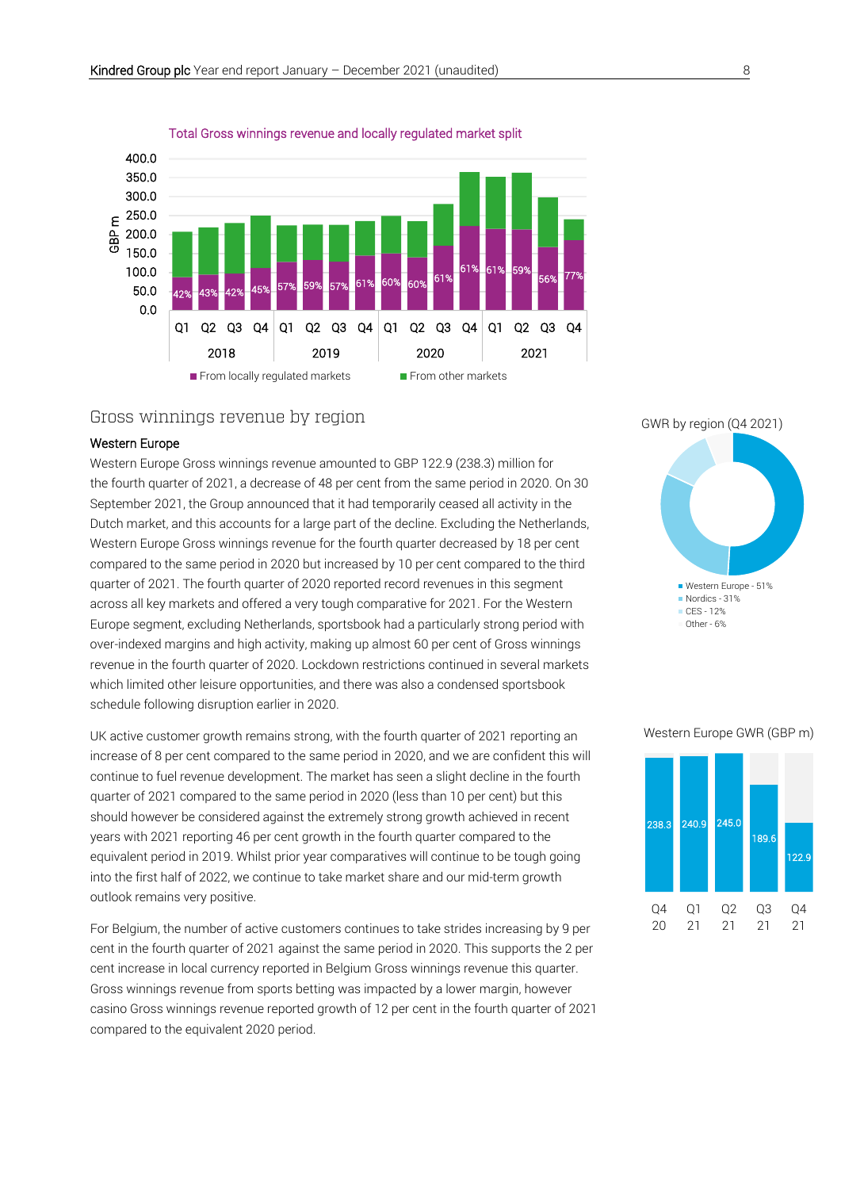Total Gross winnings revenue and locally regulated market split

| | | Locally regulated share |
|---|---|---|
| 2018 | Q1 | 42% |
| 2018 | Q2 | 43% |
| 2018 | Q3 | 42% |
| 2018 | Q4 | 45% |
| 2019 | Q1 | 57% |
| 2019 | Q2 | 59% |
| 2019 | Q3 | 57% |
| 2019 | Q4 | 61% |
| 2020 | Q1 | 60% |
| 2020 | Q2 | 60% |
| 2020 | Q3 | 61% |
| 2020 | Q4 | 61% |
| 2021 | Q1 | 61% |
| 2021 | Q2 | 59% |
| 2021 | Q3 | 56% |
| 2021 | Q4 | 77% |

From locally regulated markets / From other markets (GBP m)

## Gross winnings revenue by region

### Western Europe

Western Europe Gross winnings revenue amounted to GBP 122.9 (238.3) million for the fourth quarter of 2021, a decrease of 48 per cent from the same period in 2020. On 30 September 2021, the Group announced that it had temporarily ceased all activity in the Dutch market, and this accounts for a large part of the decline. Excluding the Netherlands, Western Europe Gross winnings revenue for the fourth quarter decreased by 18 per cent compared to the same period in 2020 but increased by 10 per cent compared to the third quarter of 2021. The fourth quarter of 2020 reported record revenues in this segment across all key markets and offered a very tough comparative for 2021. For the Western Europe segment, excluding Netherlands, sportsbook had a particularly strong period with over-indexed margins and high activity, making up almost 60 per cent of Gross winnings revenue in the fourth quarter of 2020. Lockdown restrictions continued in several markets which limited other leisure opportunities, and there was also a condensed sportsbook schedule following disruption earlier in 2020.

UK active customer growth remains strong, with the fourth quarter of 2021 reporting an increase of 8 per cent compared to the same period in 2020, and we are confident this will continue to fuel revenue development. The market has seen a slight decline in the fourth quarter of 2021 compared to the same period in 2020 (less than 10 per cent) but this should however be considered against the extremely strong growth achieved in recent years with 2021 reporting 46 per cent growth in the fourth quarter compared to the equivalent period in 2019. Whilst prior year comparatives will continue to be tough going into the first half of 2022, we continue to take market share and our mid-term growth outlook remains very positive.

For Belgium, the number of active customers continues to take strides increasing by 9 per cent in the fourth quarter of 2021 against the same period in 2020. This supports the 2 per cent increase in local currency reported in Belgium Gross winnings revenue this quarter. Gross winnings revenue from sports betting was impacted by a lower margin, however casino Gross winnings revenue reported growth of 12 per cent in the fourth quarter of 2021 compared to the equivalent 2020 period.

GWR by region (Q4 2021)

- Western Europe - 51%
- Nordics - 31%
- CES - 12%
- Other - 6%

Western Europe GWR (GBP m)

| Q4 20 | Q1 21 | Q2 21 | Q3 21 | Q4 21 |
|---|---|---|---|---|
| 238.3 | 240.9 | 245.0 | 189.6 | 122.9 |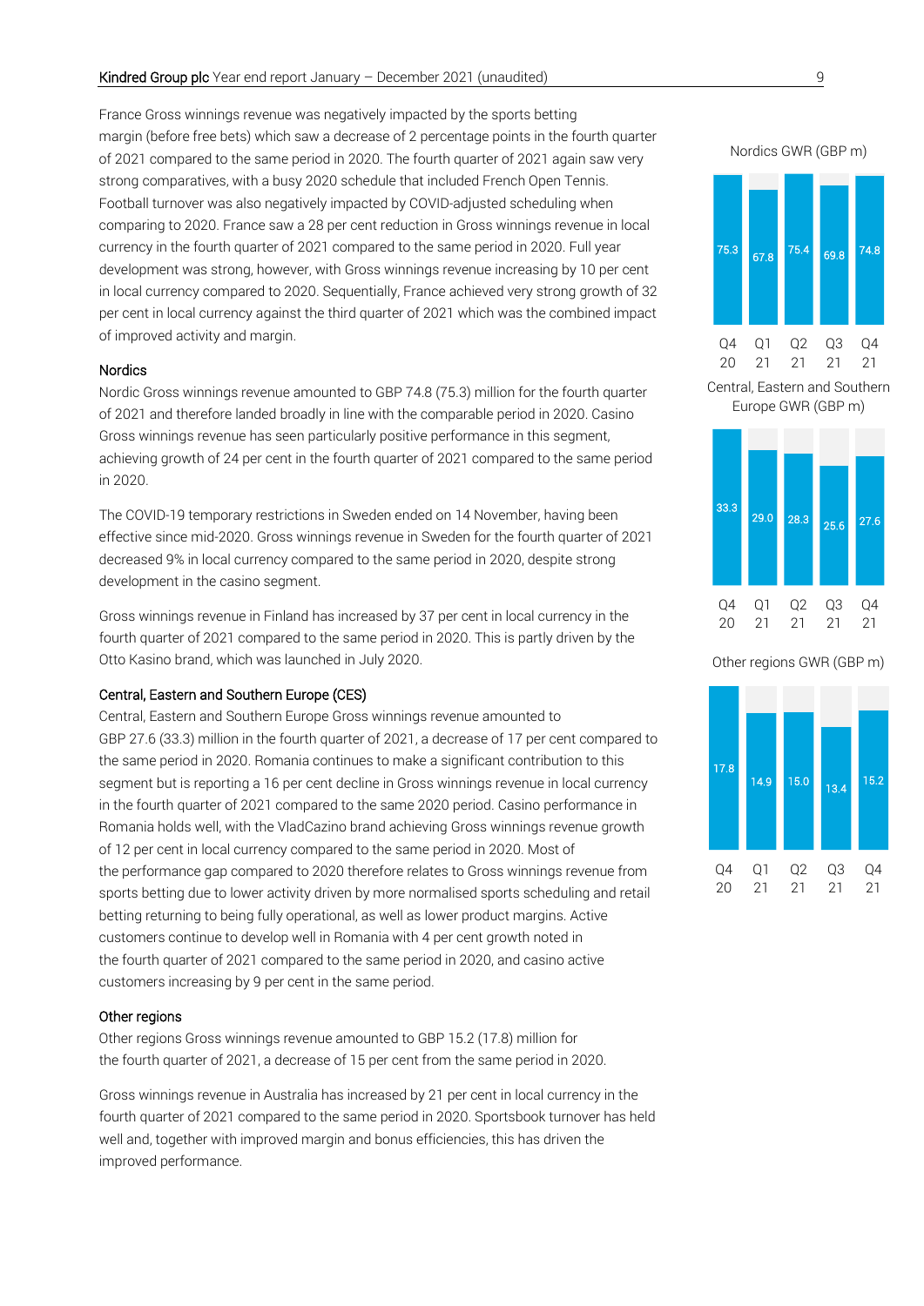France Gross winnings revenue was negatively impacted by the sports betting margin (before free bets) which saw a decrease of 2 percentage points in the fourth quarter of 2021 compared to the same period in 2020. The fourth quarter of 2021 again saw very strong comparatives, with a busy 2020 schedule that included French Open Tennis. Football turnover was also negatively impacted by COVID-adjusted scheduling when comparing to 2020. France saw a 28 per cent reduction in Gross winnings revenue in local currency in the fourth quarter of 2021 compared to the same period in 2020. Full year development was strong, however, with Gross winnings revenue increasing by 10 per cent in local currency compared to 2020. Sequentially, France achieved very strong growth of 32 per cent in local currency against the third quarter of 2021 which was the combined impact of improved activity and margin.

### Nordics

Nordic Gross winnings revenue amounted to GBP 74.8 (75.3) million for the fourth quarter of 2021 and therefore landed broadly in line with the comparable period in 2020. Casino Gross winnings revenue has seen particularly positive performance in this segment, achieving growth of 24 per cent in the fourth quarter of 2021 compared to the same period in 2020.

The COVID-19 temporary restrictions in Sweden ended on 14 November, having been effective since mid-2020. Gross winnings revenue in Sweden for the fourth quarter of 2021 decreased 9% in local currency compared to the same period in 2020, despite strong development in the casino segment.

Gross winnings revenue in Finland has increased by 37 per cent in local currency in the fourth quarter of 2021 compared to the same period in 2020. This is partly driven by the Otto Kasino brand, which was launched in July 2020.

Nordics GWR (GBP m)

| Q4 20 | Q1 21 | Q2 21 | Q3 21 | Q4 21 |
|---|---|---|---|---|
| 75.3 | 67.8 | 75.4 | 69.8 | 74.8 |

### Central, Eastern and Southern Europe (CES)

Central, Eastern and Southern Europe Gross winnings revenue amounted to GBP 27.6 (33.3) million in the fourth quarter of 2021, a decrease of 17 per cent compared to the same period in 2020. Romania continues to make a significant contribution to this segment but is reporting a 16 per cent decline in Gross winnings revenue in local currency in the fourth quarter of 2021 compared to the same 2020 period. Casino performance in Romania holds well, with the VladCazino brand achieving Gross winnings revenue growth of 12 per cent in local currency compared to the same period in 2020. Most of the performance gap compared to 2020 therefore relates to Gross winnings revenue from sports betting due to lower activity driven by more normalised sports scheduling and retail betting returning to being fully operational, as well as lower product margins. Active customers continue to develop well in Romania with 4 per cent growth noted in the fourth quarter of 2021 compared to the same period in 2020, and casino active customers increasing by 9 per cent in the same period.

Central, Eastern and Southern Europe GWR (GBP m)

| Q4 20 | Q1 21 | Q2 21 | Q3 21 | Q4 21 |
|---|---|---|---|---|
| 33.3 | 29.0 | 28.3 | 25.6 | 27.6 |

### Other regions

Other regions Gross winnings revenue amounted to GBP 15.2 (17.8) million for the fourth quarter of 2021, a decrease of 15 per cent from the same period in 2020.

Gross winnings revenue in Australia has increased by 21 per cent in local currency in the fourth quarter of 2021 compared to the same period in 2020. Sportsbook turnover has held well and, together with improved margin and bonus efficiencies, this has driven the improved performance.

Other regions GWR (GBP m)

| Q4 20 | Q1 21 | Q2 21 | Q3 21 | Q4 21 |
|---|---|---|---|---|
| 17.8 | 14.9 | 15.0 | 13.4 | 15.2 |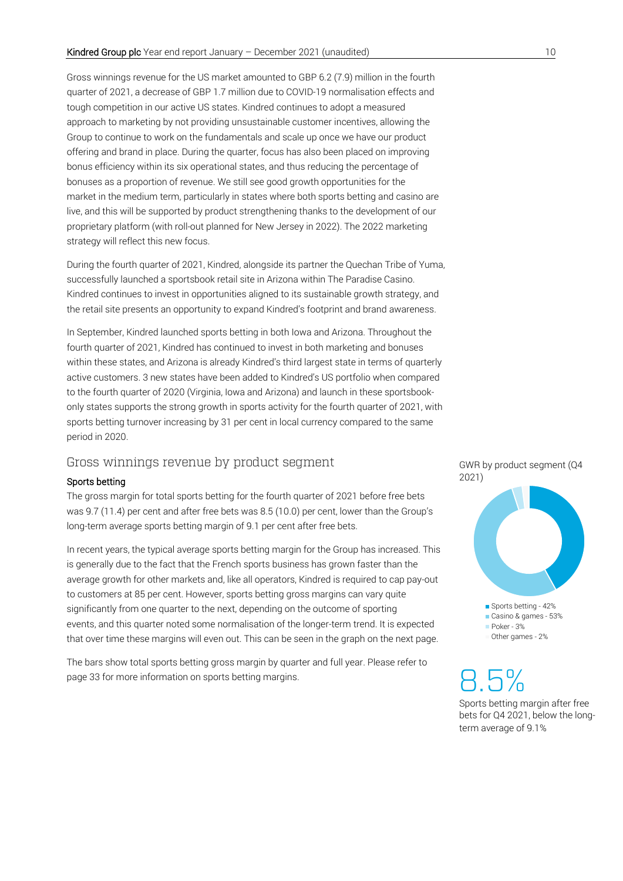Gross winnings revenue for the US market amounted to GBP 6.2 (7.9) million in the fourth quarter of 2021, a decrease of GBP 1.7 million due to COVID-19 normalisation effects and tough competition in our active US states. Kindred continues to adopt a measured approach to marketing by not providing unsustainable customer incentives, allowing the Group to continue to work on the fundamentals and scale up once we have our product offering and brand in place. During the quarter, focus has also been placed on improving bonus efficiency within its six operational states, and thus reducing the percentage of bonuses as a proportion of revenue. We still see good growth opportunities for the market in the medium term, particularly in states where both sports betting and casino are live, and this will be supported by product strengthening thanks to the development of our proprietary platform (with roll-out planned for New Jersey in 2022). The 2022 marketing strategy will reflect this new focus.

During the fourth quarter of 2021, Kindred, alongside its partner the Quechan Tribe of Yuma, successfully launched a sportsbook retail site in Arizona within The Paradise Casino. Kindred continues to invest in opportunities aligned to its sustainable growth strategy, and the retail site presents an opportunity to expand Kindred's footprint and brand awareness.

In September, Kindred launched sports betting in both Iowa and Arizona. Throughout the fourth quarter of 2021, Kindred has continued to invest in both marketing and bonuses within these states, and Arizona is already Kindred's third largest state in terms of quarterly active customers. 3 new states have been added to Kindred's US portfolio when compared to the fourth quarter of 2020 (Virginia, Iowa and Arizona) and launch in these sportsbook-only states supports the strong growth in sports activity for the fourth quarter of 2021, with sports betting turnover increasing by 31 per cent in local currency compared to the same period in 2020.

## Gross winnings revenue by product segment

**Sports betting**

The gross margin for total sports betting for the fourth quarter of 2021 before free bets was 9.7 (11.4) per cent and after free bets was 8.5 (10.0) per cent, lower than the Group's long-term average sports betting margin of 9.1 per cent after free bets.

In recent years, the typical average sports betting margin for the Group has increased. This is generally due to the fact that the French sports business has grown faster than the average growth for other markets and, like all operators, Kindred is required to cap pay-out to customers at 85 per cent. However, sports betting gross margins can vary quite significantly from one quarter to the next, depending on the outcome of sporting events, and this quarter noted some normalisation of the longer-term trend. It is expected that over time these margins will even out. This can be seen in the graph on the next page.

The bars show total sports betting gross margin by quarter and full year. Please refer to page 33 for more information on sports betting margins.

GWR by product segment (Q4 2021)

- Sports betting - 42%
- Casino & games - 53%
- Poker - 3%
- Other games - 2%

8.5%

Sports betting margin after free bets for Q4 2021, below the long-term average of 9.1%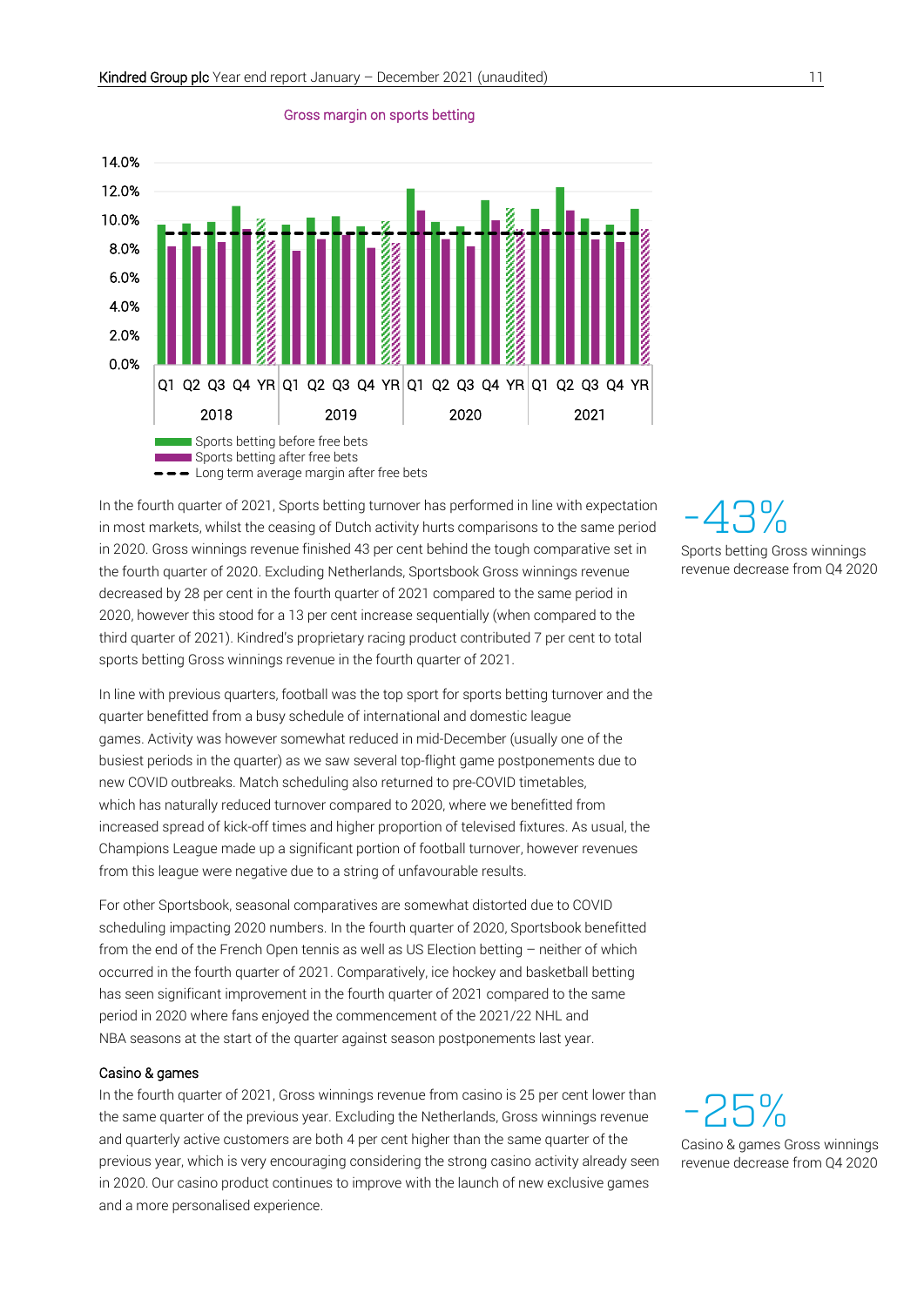Gross margin on sports betting

14.0%
12.0%
10.0%
8.0%
6.0%
4.0%
2.0%
0.0%

Q1 Q2 Q3 Q4 YR Q1 Q2 Q3 Q4 YR Q1 Q2 Q3 Q4 YR Q1 Q2 Q3 Q4 YR

2018 2019 2020 2021

Sports betting before free bets
Sports betting after free bets
Long term average margin after free bets

In the fourth quarter of 2021, Sports betting turnover has performed in line with expectation in most markets, whilst the ceasing of Dutch activity hurts comparisons to the same period in 2020. Gross winnings revenue finished 43 per cent behind the tough comparative set in the fourth quarter of 2020. Excluding Netherlands, Sportsbook Gross winnings revenue decreased by 28 per cent in the fourth quarter of 2021 compared to the same period in 2020, however this stood for a 13 per cent increase sequentially (when compared to the third quarter of 2021). Kindred's proprietary racing product contributed 7 per cent to total sports betting Gross winnings revenue in the fourth quarter of 2021.

-43%

Sports betting Gross winnings revenue decrease from Q4 2020

In line with previous quarters, football was the top sport for sports betting turnover and the quarter benefitted from a busy schedule of international and domestic league games. Activity was however somewhat reduced in mid-December (usually one of the busiest periods in the quarter) as we saw several top-flight game postponements due to new COVID outbreaks. Match scheduling also returned to pre-COVID timetables, which has naturally reduced turnover compared to 2020, where we benefitted from increased spread of kick-off times and higher proportion of televised fixtures. As usual, the Champions League made up a significant portion of football turnover, however revenues from this league were negative due to a string of unfavourable results.

For other Sportsbook, seasonal comparatives are somewhat distorted due to COVID scheduling impacting 2020 numbers. In the fourth quarter of 2020, Sportsbook benefitted from the end of the French Open tennis as well as US Election betting – neither of which occurred in the fourth quarter of 2021. Comparatively, ice hockey and basketball betting has seen significant improvement in the fourth quarter of 2021 compared to the same period in 2020 where fans enjoyed the commencement of the 2021/22 NHL and NBA seasons at the start of the quarter against season postponements last year.

#### Casino & games

In the fourth quarter of 2021, Gross winnings revenue from casino is 25 per cent lower than the same quarter of the previous year. Excluding the Netherlands, Gross winnings revenue and quarterly active customers are both 4 per cent higher than the same quarter of the previous year, which is very encouraging considering the strong casino activity already seen in 2020. Our casino product continues to improve with the launch of new exclusive games and a more personalised experience.

-25%

Casino & games Gross winnings revenue decrease from Q4 2020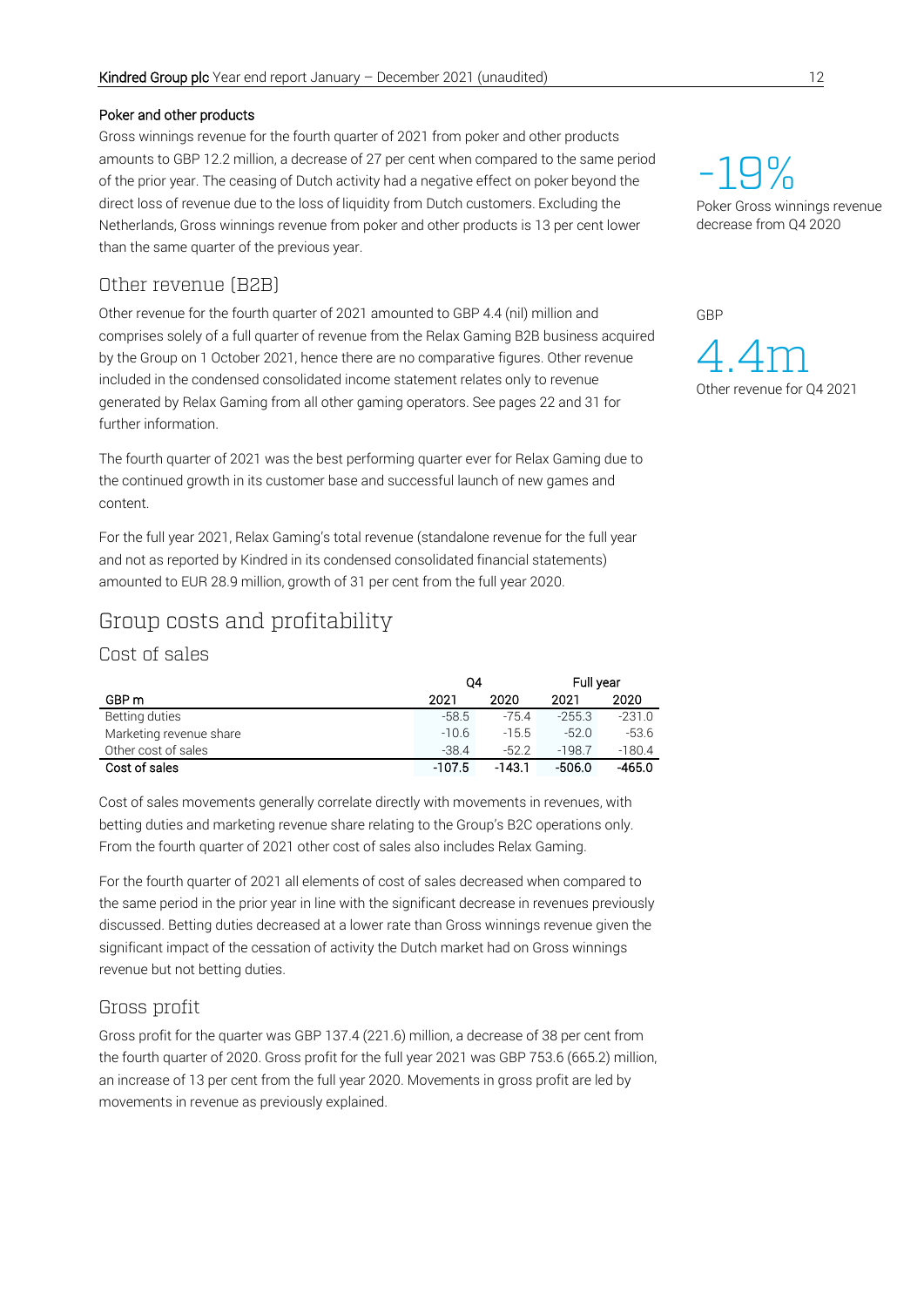**Poker and other products**

Gross winnings revenue for the fourth quarter of 2021 from poker and other products amounts to GBP 12.2 million, a decrease of 27 per cent when compared to the same period of the prior year. The ceasing of Dutch activity had a negative effect on poker beyond the direct loss of revenue due to the loss of liquidity from Dutch customers. Excluding the Netherlands, Gross winnings revenue from poker and other products is 13 per cent lower than the same quarter of the previous year.

-19%
Poker Gross winnings revenue decrease from Q4 2020

## Other revenue (B2B)

Other revenue for the fourth quarter of 2021 amounted to GBP 4.4 (nil) million and comprises solely of a full quarter of revenue from the Relax Gaming B2B business acquired by the Group on 1 October 2021, hence there are no comparative figures. Other revenue included in the condensed consolidated income statement relates only to revenue generated by Relax Gaming from all other gaming operators. See pages 22 and 31 for further information.

GBP
4.4m
Other revenue for Q4 2021

The fourth quarter of 2021 was the best performing quarter ever for Relax Gaming due to the continued growth in its customer base and successful launch of new games and content.

For the full year 2021, Relax Gaming's total revenue (standalone revenue for the full year and not as reported by Kindred in its condensed consolidated financial statements) amounted to EUR 28.9 million, growth of 31 per cent from the full year 2020.

# Group costs and profitability

## Cost of sales

| | Q4 | | Full year | |
|---|---|---|---|---|
| GBP m | 2021 | 2020 | 2021 | 2020 |
| Betting duties | -58.5 | -75.4 | -255.3 | -231.0 |
| Marketing revenue share | -10.6 | -15.5 | -52.0 | -53.6 |
| Other cost of sales | -38.4 | -52.2 | -198.7 | -180.4 |
| **Cost of sales** | **-107.5** | **-143.1** | **-506.0** | **-465.0** |

Cost of sales movements generally correlate directly with movements in revenues, with betting duties and marketing revenue share relating to the Group's B2C operations only. From the fourth quarter of 2021 other cost of sales also includes Relax Gaming.

For the fourth quarter of 2021 all elements of cost of sales decreased when compared to the same period in the prior year in line with the significant decrease in revenues previously discussed. Betting duties decreased at a lower rate than Gross winnings revenue given the significant impact of the cessation of activity the Dutch market had on Gross winnings revenue but not betting duties.

## Gross profit

Gross profit for the quarter was GBP 137.4 (221.6) million, a decrease of 38 per cent from the fourth quarter of 2020. Gross profit for the full year 2021 was GBP 753.6 (665.2) million, an increase of 13 per cent from the full year 2020. Movements in gross profit are led by movements in revenue as previously explained.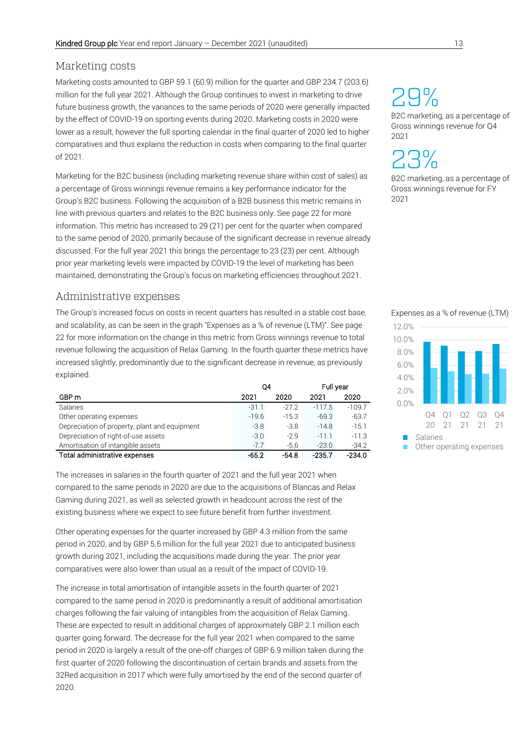## Marketing costs

Marketing costs amounted to GBP 59.1 (60.9) million for the quarter and GBP 234.7 (203.6) million for the full year 2021. Although the Group continues to invest in marketing to drive future business growth, the variances to the same periods of 2020 were generally impacted by the effect of COVID-19 on sporting events during 2020. Marketing costs in 2020 were lower as a result, however the full sporting calendar in the final quarter of 2020 led to higher comparatives and thus explains the reduction in costs when comparing to the final quarter of 2021.

Marketing for the B2C business (including marketing revenue share within cost of sales) as a percentage of Gross winnings revenue remains a key performance indicator for the Group's B2C business. Following the acquisition of a B2B business this metric remains in line with previous quarters and relates to the B2C business only. See page 22 for more information. This metric has increased to 29 (21) per cent for the quarter when compared to the same period of 2020, primarily because of the significant decrease in revenue already discussed. For the full year 2021 this brings the percentage to 23 (23) per cent. Although prior year marketing levels were impacted by COVID-19 the level of marketing has been maintained, demonstrating the Group's focus on marketing efficiencies throughout 2021.

29%

B2C marketing, as a percentage of Gross winnings revenue for Q4 2021

23%

B2C marketing, as a percentage of Gross winnings revenue for FY 2021

## Administrative expenses

The Group's increased focus on costs in recent quarters has resulted in a stable cost base, and scalability, as can be seen in the graph "Expenses as a % of revenue (LTM)". See page 22 for more information on the change in this metric from Gross winnings revenue to total revenue following the acquisition of Relax Gaming. In the fourth quarter these metrics have increased slightly, predominantly due to the significant decrease in revenue, as previously explained.

| | Q4 | | Full year | |
|---|---|---|---|---|
| GBP m | 2021 | 2020 | 2021 | 2020 |
| Salaries | -31.1 | -27.2 | -117.5 | -109.7 |
| Other operating expenses | -19.6 | -15.3 | -69.3 | -63.7 |
| Depreciation of property, plant and equipment | -3.8 | -3.8 | -14.8 | -15.1 |
| Depreciation of right-of-use assets | -3.0 | -2.9 | -11.1 | -11.3 |
| Amortisation of intangible assets | -7.7 | -5.6 | -23.0 | -34.2 |
| **Total administrative expenses** | **-65.2** | **-54.8** | **-235.7** | **-234.0** |

Expenses as a % of revenue (LTM)

The increases in salaries in the fourth quarter of 2021 and the full year 2021 when compared to the same periods in 2020 are due to the acquisitions of Blancas and Relax Gaming during 2021, as well as selected growth in headcount across the rest of the existing business where we expect to see future benefit from further investment.

Other operating expenses for the quarter increased by GBP 4.3 million from the same period in 2020, and by GBP 5.6 million for the full year 2021 due to anticipated business growth during 2021, including the acquisitions made during the year. The prior year comparatives were also lower than usual as a result of the impact of COVID-19.

The increase in total amortisation of intangible assets in the fourth quarter of 2021 compared to the same period in 2020 is predominantly a result of additional amortisation charges following the fair valuing of intangibles from the acquisition of Relax Gaming. These are expected to result in additional charges of approximately GBP 2.1 million each quarter going forward. The decrease for the full year 2021 when compared to the same period in 2020 is largely a result of the one-off charges of GBP 6.9 million taken during the first quarter of 2020 following the discontinuation of certain brands and assets from the 32Red acquisition in 2017 which were fully amortised by the end of the second quarter of 2020.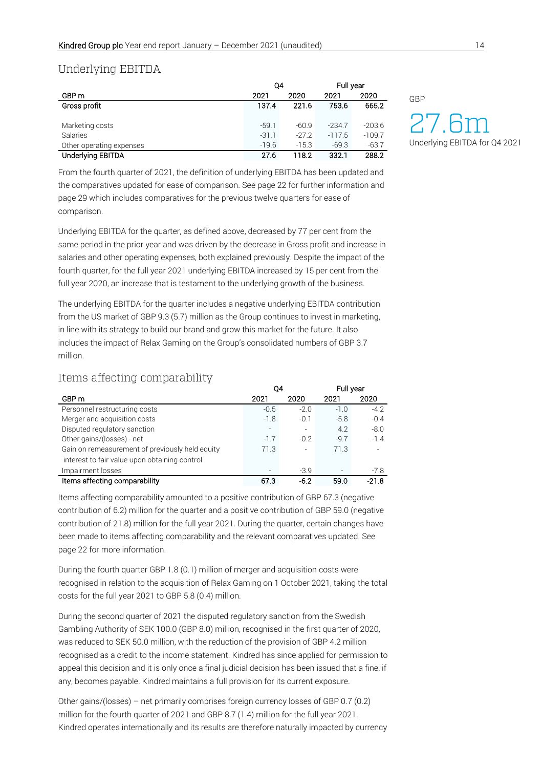## Underlying EBITDA

| GBP m | Q4 2021 | Q4 2020 | Full year 2021 | Full year 2020 |
|---|---|---|---|---|
| **Gross profit** | **137.4** | **221.6** | **753.6** | **665.2** |
| Marketing costs | -59.1 | -60.9 | -234.7 | -203.6 |
| Salaries | -31.1 | -27.2 | -117.5 | -109.7 |
| Other operating expenses | -19.6 | -15.3 | -69.3 | -63.7 |
| **Underlying EBITDA** | **27.6** | **118.2** | **332.1** | **288.2** |

GBP

27.6m

Underlying EBITDA for Q4 2021

From the fourth quarter of 2021, the definition of underlying EBITDA has been updated and the comparatives updated for ease of comparison. See page 22 for further information and page 29 which includes comparatives for the previous twelve quarters for ease of comparison.

Underlying EBITDA for the quarter, as defined above, decreased by 77 per cent from the same period in the prior year and was driven by the decrease in Gross profit and increase in salaries and other operating expenses, both explained previously. Despite the impact of the fourth quarter, for the full year 2021 underlying EBITDA increased by 15 per cent from the full year 2020, an increase that is testament to the underlying growth of the business.

The underlying EBITDA for the quarter includes a negative underlying EBITDA contribution from the US market of GBP 9.3 (5.7) million as the Group continues to invest in marketing, in line with its strategy to build our brand and grow this market for the future. It also includes the impact of Relax Gaming on the Group's consolidated numbers of GBP 3.7 million.

## Items affecting comparability

| GBP m | Q4 2021 | Q4 2020 | Full year 2021 | Full year 2020 |
|---|---|---|---|---|
| Personnel restructuring costs | -0.5 | -2.0 | -1.0 | -4.2 |
| Merger and acquisition costs | -1.8 | -0.1 | -5.8 | -0.4 |
| Disputed regulatory sanction | - | - | 4.2 | -8.0 |
| Other gains/(losses) - net | -1.7 | -0.2 | -9.7 | -1.4 |
| Gain on remeasurement of previously held equity interest to fair value upon obtaining control | 71.3 | - | 71.3 | - |
| Impairment losses | - | -3.9 | - | -7.8 |
| **Items affecting comparability** | **67.3** | **-6.2** | **59.0** | **-21.8** |

Items affecting comparability amounted to a positive contribution of GBP 67.3 (negative contribution of 6.2) million for the quarter and a positive contribution of GBP 59.0 (negative contribution of 21.8) million for the full year 2021. During the quarter, certain changes have been made to items affecting comparability and the relevant comparatives updated. See page 22 for more information.

During the fourth quarter GBP 1.8 (0.1) million of merger and acquisition costs were recognised in relation to the acquisition of Relax Gaming on 1 October 2021, taking the total costs for the full year 2021 to GBP 5.8 (0.4) million.

During the second quarter of 2021 the disputed regulatory sanction from the Swedish Gambling Authority of SEK 100.0 (GBP 8.0) million, recognised in the first quarter of 2020, was reduced to SEK 50.0 million, with the reduction of the provision of GBP 4.2 million recognised as a credit to the income statement. Kindred has since applied for permission to appeal this decision and it is only once a final judicial decision has been issued that a fine, if any, becomes payable. Kindred maintains a full provision for its current exposure.

Other gains/(losses) – net primarily comprises foreign currency losses of GBP 0.7 (0.2) million for the fourth quarter of 2021 and GBP 8.7 (1.4) million for the full year 2021. Kindred operates internationally and its results are therefore naturally impacted by currency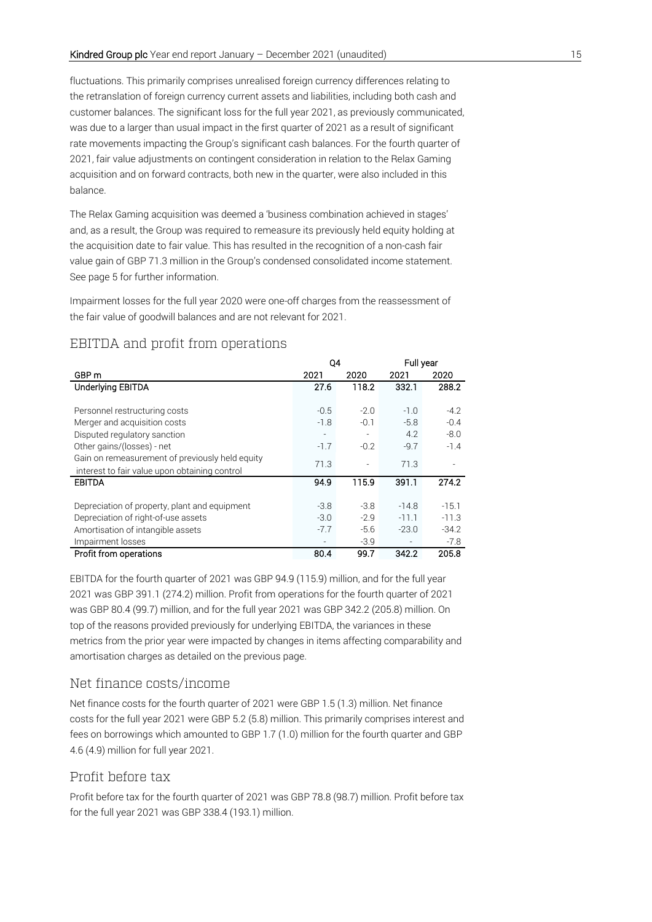fluctuations. This primarily comprises unrealised foreign currency differences relating to the retranslation of foreign currency current assets and liabilities, including both cash and customer balances. The significant loss for the full year 2021, as previously communicated, was due to a larger than usual impact in the first quarter of 2021 as a result of significant rate movements impacting the Group's significant cash balances. For the fourth quarter of 2021, fair value adjustments on contingent consideration in relation to the Relax Gaming acquisition and on forward contracts, both new in the quarter, were also included in this balance.

The Relax Gaming acquisition was deemed a 'business combination achieved in stages' and, as a result, the Group was required to remeasure its previously held equity holding at the acquisition date to fair value. This has resulted in the recognition of a non-cash fair value gain of GBP 71.3 million in the Group's condensed consolidated income statement. See page 5 for further information.

Impairment losses for the full year 2020 were one-off charges from the reassessment of the fair value of goodwill balances and are not relevant for 2021.

## EBITDA and profit from operations

| | Q4 | | Full year | |
|---|---|---|---|---|
| GBP m | 2021 | 2020 | 2021 | 2020 |
| **Underlying EBITDA** | **27.6** | **118.2** | **332.1** | **288.2** |
| | | | | |
| Personnel restructuring costs | -0.5 | -2.0 | -1.0 | -4.2 |
| Merger and acquisition costs | -1.8 | -0.1 | -5.8 | -0.4 |
| Disputed regulatory sanction | - | - | 4.2 | -8.0 |
| Other gains/(losses) - net | -1.7 | -0.2 | -9.7 | -1.4 |
| Gain on remeasurement of previously held equity interest to fair value upon obtaining control | 71.3 | - | 71.3 | - |
| **EBITDA** | **94.9** | **115.9** | **391.1** | **274.2** |
| | | | | |
| Depreciation of property, plant and equipment | -3.8 | -3.8 | -14.8 | -15.1 |
| Depreciation of right-of-use assets | -3.0 | -2.9 | -11.1 | -11.3 |
| Amortisation of intangible assets | -7.7 | -5.6 | -23.0 | -34.2 |
| Impairment losses | - | -3.9 | - | -7.8 |
| **Profit from operations** | **80.4** | **99.7** | **342.2** | **205.8** |

EBITDA for the fourth quarter of 2021 was GBP 94.9 (115.9) million, and for the full year 2021 was GBP 391.1 (274.2) million. Profit from operations for the fourth quarter of 2021 was GBP 80.4 (99.7) million, and for the full year 2021 was GBP 342.2 (205.8) million. On top of the reasons provided previously for underlying EBITDA, the variances in these metrics from the prior year were impacted by changes in items affecting comparability and amortisation charges as detailed on the previous page.

## Net finance costs/income

Net finance costs for the fourth quarter of 2021 were GBP 1.5 (1.3) million. Net finance costs for the full year 2021 were GBP 5.2 (5.8) million. This primarily comprises interest and fees on borrowings which amounted to GBP 1.7 (1.0) million for the fourth quarter and GBP 4.6 (4.9) million for full year 2021.

## Profit before tax

Profit before tax for the fourth quarter of 2021 was GBP 78.8 (98.7) million. Profit before tax for the full year 2021 was GBP 338.4 (193.1) million.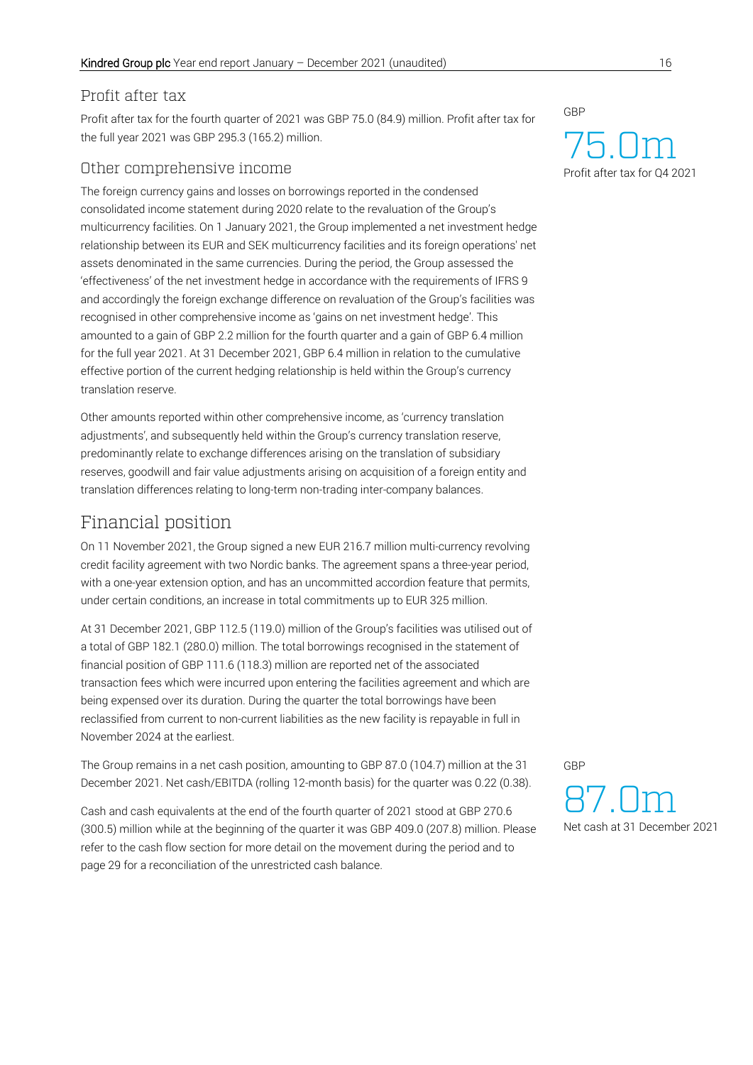## Profit after tax

Profit after tax for the fourth quarter of 2021 was GBP 75.0 (84.9) million. Profit after tax for the full year 2021 was GBP 295.3 (165.2) million.

GBP

75.0m

Profit after tax for Q4 2021

## Other comprehensive income

The foreign currency gains and losses on borrowings reported in the condensed consolidated income statement during 2020 relate to the revaluation of the Group's multicurrency facilities. On 1 January 2021, the Group implemented a net investment hedge relationship between its EUR and SEK multicurrency facilities and its foreign operations' net assets denominated in the same currencies. During the period, the Group assessed the 'effectiveness' of the net investment hedge in accordance with the requirements of IFRS 9 and accordingly the foreign exchange difference on revaluation of the Group's facilities was recognised in other comprehensive income as 'gains on net investment hedge'. This amounted to a gain of GBP 2.2 million for the fourth quarter and a gain of GBP 6.4 million for the full year 2021. At 31 December 2021, GBP 6.4 million in relation to the cumulative effective portion of the current hedging relationship is held within the Group's currency translation reserve.

Other amounts reported within other comprehensive income, as 'currency translation adjustments', and subsequently held within the Group's currency translation reserve, predominantly relate to exchange differences arising on the translation of subsidiary reserves, goodwill and fair value adjustments arising on acquisition of a foreign entity and translation differences relating to long-term non-trading inter-company balances.

# Financial position

On 11 November 2021, the Group signed a new EUR 216.7 million multi-currency revolving credit facility agreement with two Nordic banks. The agreement spans a three-year period, with a one-year extension option, and has an uncommitted accordion feature that permits, under certain conditions, an increase in total commitments up to EUR 325 million.

At 31 December 2021, GBP 112.5 (119.0) million of the Group's facilities was utilised out of a total of GBP 182.1 (280.0) million. The total borrowings recognised in the statement of financial position of GBP 111.6 (118.3) million are reported net of the associated transaction fees which were incurred upon entering the facilities agreement and which are being expensed over its duration. During the quarter the total borrowings have been reclassified from current to non-current liabilities as the new facility is repayable in full in November 2024 at the earliest.

The Group remains in a net cash position, amounting to GBP 87.0 (104.7) million at the 31 December 2021. Net cash/EBITDA (rolling 12-month basis) for the quarter was 0.22 (0.38).

GBP

87.0m

Net cash at 31 December 2021

Cash and cash equivalents at the end of the fourth quarter of 2021 stood at GBP 270.6 (300.5) million while at the beginning of the quarter it was GBP 409.0 (207.8) million. Please refer to the cash flow section for more detail on the movement during the period and to page 29 for a reconciliation of the unrestricted cash balance.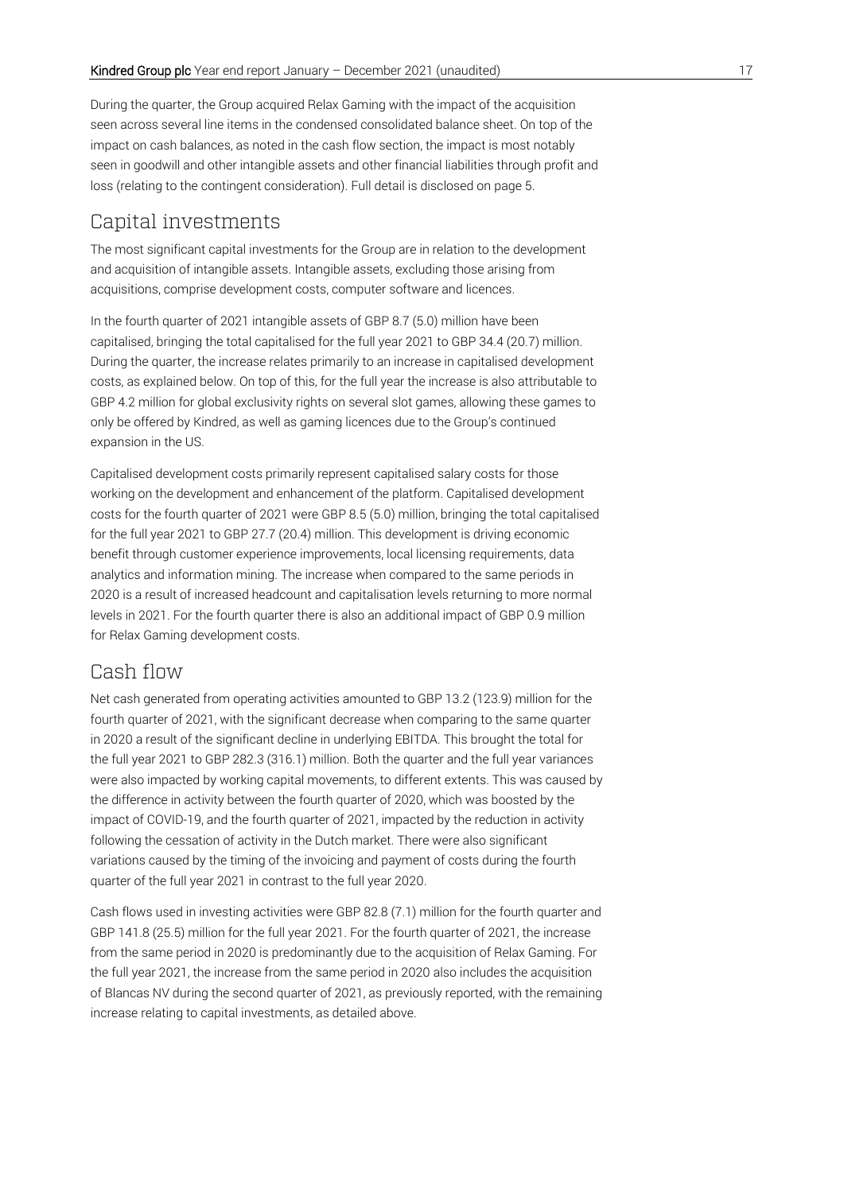During the quarter, the Group acquired Relax Gaming with the impact of the acquisition seen across several line items in the condensed consolidated balance sheet. On top of the impact on cash balances, as noted in the cash flow section, the impact is most notably seen in goodwill and other intangible assets and other financial liabilities through profit and loss (relating to the contingent consideration). Full detail is disclosed on page 5.

## Capital investments

The most significant capital investments for the Group are in relation to the development and acquisition of intangible assets. Intangible assets, excluding those arising from acquisitions, comprise development costs, computer software and licences.

In the fourth quarter of 2021 intangible assets of GBP 8.7 (5.0) million have been capitalised, bringing the total capitalised for the full year 2021 to GBP 34.4 (20.7) million. During the quarter, the increase relates primarily to an increase in capitalised development costs, as explained below. On top of this, for the full year the increase is also attributable to GBP 4.2 million for global exclusivity rights on several slot games, allowing these games to only be offered by Kindred, as well as gaming licences due to the Group's continued expansion in the US.

Capitalised development costs primarily represent capitalised salary costs for those working on the development and enhancement of the platform. Capitalised development costs for the fourth quarter of 2021 were GBP 8.5 (5.0) million, bringing the total capitalised for the full year 2021 to GBP 27.7 (20.4) million. This development is driving economic benefit through customer experience improvements, local licensing requirements, data analytics and information mining. The increase when compared to the same periods in 2020 is a result of increased headcount and capitalisation levels returning to more normal levels in 2021. For the fourth quarter there is also an additional impact of GBP 0.9 million for Relax Gaming development costs.

## Cash flow

Net cash generated from operating activities amounted to GBP 13.2 (123.9) million for the fourth quarter of 2021, with the significant decrease when comparing to the same quarter in 2020 a result of the significant decline in underlying EBITDA. This brought the total for the full year 2021 to GBP 282.3 (316.1) million. Both the quarter and the full year variances were also impacted by working capital movements, to different extents. This was caused by the difference in activity between the fourth quarter of 2020, which was boosted by the impact of COVID-19, and the fourth quarter of 2021, impacted by the reduction in activity following the cessation of activity in the Dutch market. There were also significant variations caused by the timing of the invoicing and payment of costs during the fourth quarter of the full year 2021 in contrast to the full year 2020.

Cash flows used in investing activities were GBP 82.8 (7.1) million for the fourth quarter and GBP 141.8 (25.5) million for the full year 2021. For the fourth quarter of 2021, the increase from the same period in 2020 is predominantly due to the acquisition of Relax Gaming. For the full year 2021, the increase from the same period in 2020 also includes the acquisition of Blancas NV during the second quarter of 2021, as previously reported, with the remaining increase relating to capital investments, as detailed above.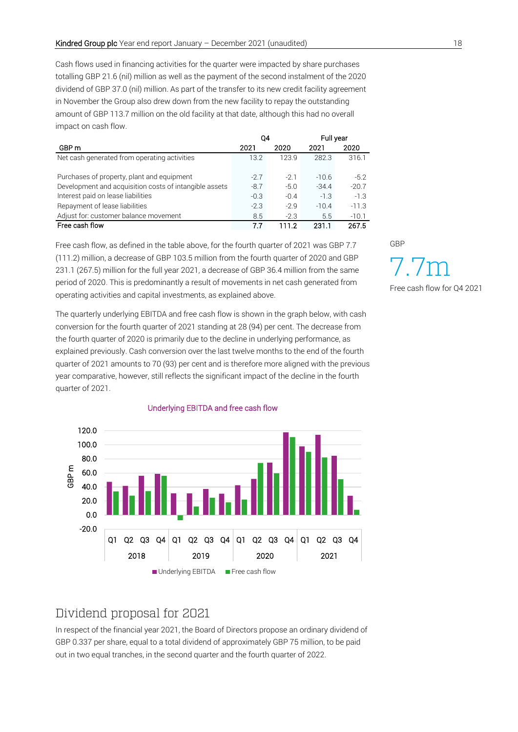Cash flows used in financing activities for the quarter were impacted by share purchases totalling GBP 21.6 (nil) million as well as the payment of the second instalment of the 2020 dividend of GBP 37.0 (nil) million. As part of the transfer to its new credit facility agreement in November the Group also drew down from the new facility to repay the outstanding amount of GBP 113.7 million on the old facility at that date, although this had no overall impact on cash flow.

| | Q4 | | Full year | |
|---|---|---|---|---|
| GBP m | 2021 | 2020 | 2021 | 2020 |
| Net cash generated from operating activities | 13.2 | 123.9 | 282.3 | 316.1 |
| | | | | |
| Purchases of property, plant and equipment | -2.7 | -2.1 | -10.6 | -5.2 |
| Development and acquisition costs of intangible assets | -8.7 | -5.0 | -34.4 | -20.7 |
| Interest paid on lease liabilities | -0.3 | -0.4 | -1.3 | -1.3 |
| Repayment of lease liabilities | -2.3 | -2.9 | -10.4 | -11.3 |
| Adjust for: customer balance movement | 8.5 | -2.3 | 5.5 | -10.1 |
| **Free cash flow** | **7.7** | **111.2** | **231.1** | **267.5** |

Free cash flow, as defined in the table above, for the fourth quarter of 2021 was GBP 7.7 (111.2) million, a decrease of GBP 103.5 million from the fourth quarter of 2020 and GBP 231.1 (267.5) million for the full year 2021, a decrease of GBP 36.4 million from the same period of 2020. This is predominantly a result of movements in net cash generated from operating activities and capital investments, as explained above.

GBP
7.7m
Free cash flow for Q4 2021

The quarterly underlying EBITDA and free cash flow is shown in the graph below, with cash conversion for the fourth quarter of 2021 standing at 28 (94) per cent. The decrease from the fourth quarter of 2020 is primarily due to the decline in underlying performance, as explained previously. Cash conversion over the last twelve months to the end of the fourth quarter of 2021 amounts to 70 (93) per cent and is therefore more aligned with the previous year comparative, however, still reflects the significant impact of the decline in the fourth quarter of 2021.

Underlying EBITDA and free cash flow

## Dividend proposal for 2021

In respect of the financial year 2021, the Board of Directors propose an ordinary dividend of GBP 0.337 per share, equal to a total dividend of approximately GBP 75 million, to be paid out in two equal tranches, in the second quarter and the fourth quarter of 2022.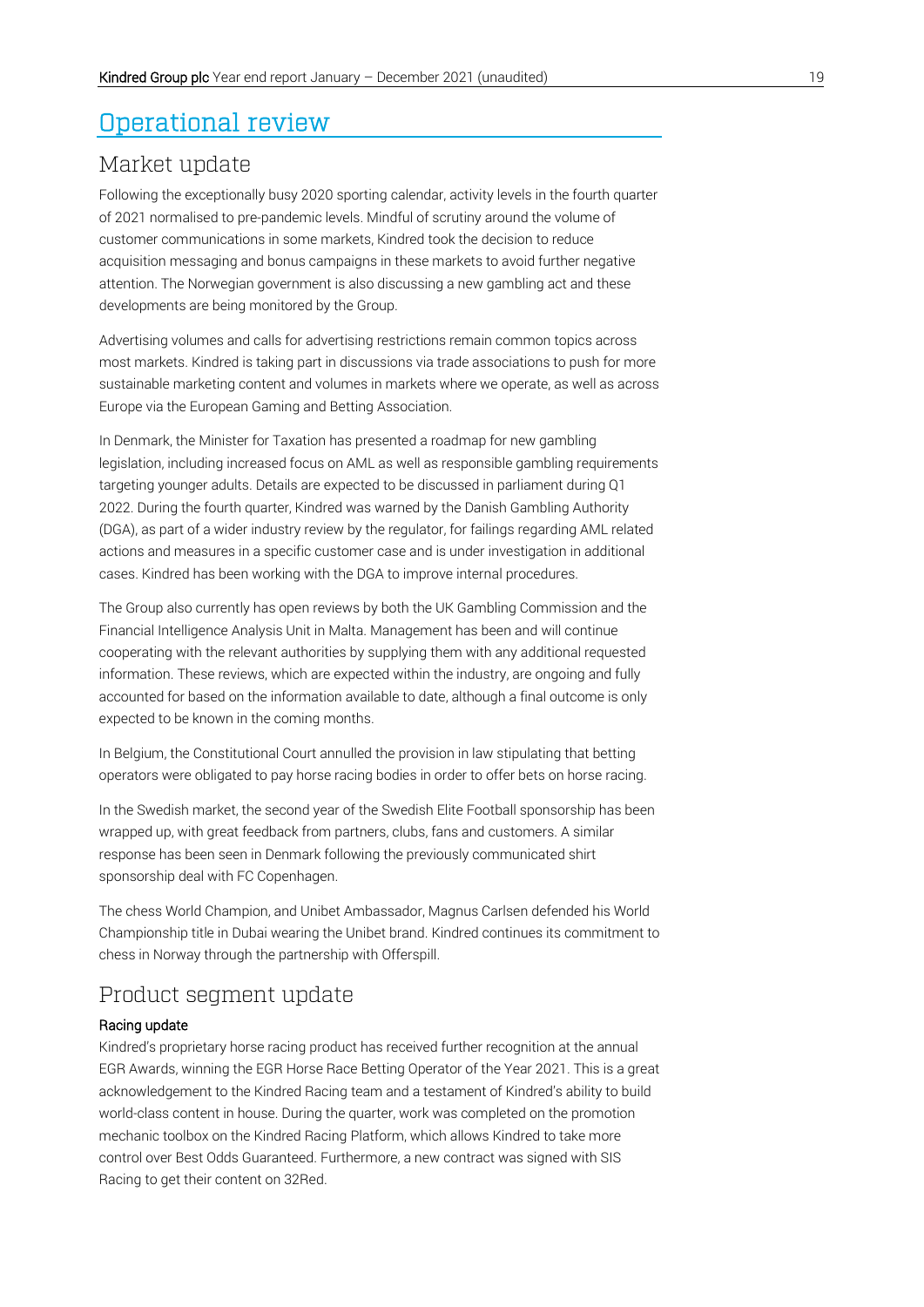# Operational review

## Market update

Following the exceptionally busy 2020 sporting calendar, activity levels in the fourth quarter of 2021 normalised to pre-pandemic levels. Mindful of scrutiny around the volume of customer communications in some markets, Kindred took the decision to reduce acquisition messaging and bonus campaigns in these markets to avoid further negative attention. The Norwegian government is also discussing a new gambling act and these developments are being monitored by the Group.

Advertising volumes and calls for advertising restrictions remain common topics across most markets. Kindred is taking part in discussions via trade associations to push for more sustainable marketing content and volumes in markets where we operate, as well as across Europe via the European Gaming and Betting Association.

In Denmark, the Minister for Taxation has presented a roadmap for new gambling legislation, including increased focus on AML as well as responsible gambling requirements targeting younger adults. Details are expected to be discussed in parliament during Q1 2022. During the fourth quarter, Kindred was warned by the Danish Gambling Authority (DGA), as part of a wider industry review by the regulator, for failings regarding AML related actions and measures in a specific customer case and is under investigation in additional cases. Kindred has been working with the DGA to improve internal procedures.

The Group also currently has open reviews by both the UK Gambling Commission and the Financial Intelligence Analysis Unit in Malta. Management has been and will continue cooperating with the relevant authorities by supplying them with any additional requested information. These reviews, which are expected within the industry, are ongoing and fully accounted for based on the information available to date, although a final outcome is only expected to be known in the coming months.

In Belgium, the Constitutional Court annulled the provision in law stipulating that betting operators were obligated to pay horse racing bodies in order to offer bets on horse racing.

In the Swedish market, the second year of the Swedish Elite Football sponsorship has been wrapped up, with great feedback from partners, clubs, fans and customers. A similar response has been seen in Denmark following the previously communicated shirt sponsorship deal with FC Copenhagen.

The chess World Champion, and Unibet Ambassador, Magnus Carlsen defended his World Championship title in Dubai wearing the Unibet brand. Kindred continues its commitment to chess in Norway through the partnership with Offerspill.

## Product segment update

### Racing update

Kindred's proprietary horse racing product has received further recognition at the annual EGR Awards, winning the EGR Horse Race Betting Operator of the Year 2021. This is a great acknowledgement to the Kindred Racing team and a testament of Kindred's ability to build world-class content in house. During the quarter, work was completed on the promotion mechanic toolbox on the Kindred Racing Platform, which allows Kindred to take more control over Best Odds Guaranteed. Furthermore, a new contract was signed with SIS Racing to get their content on 32Red.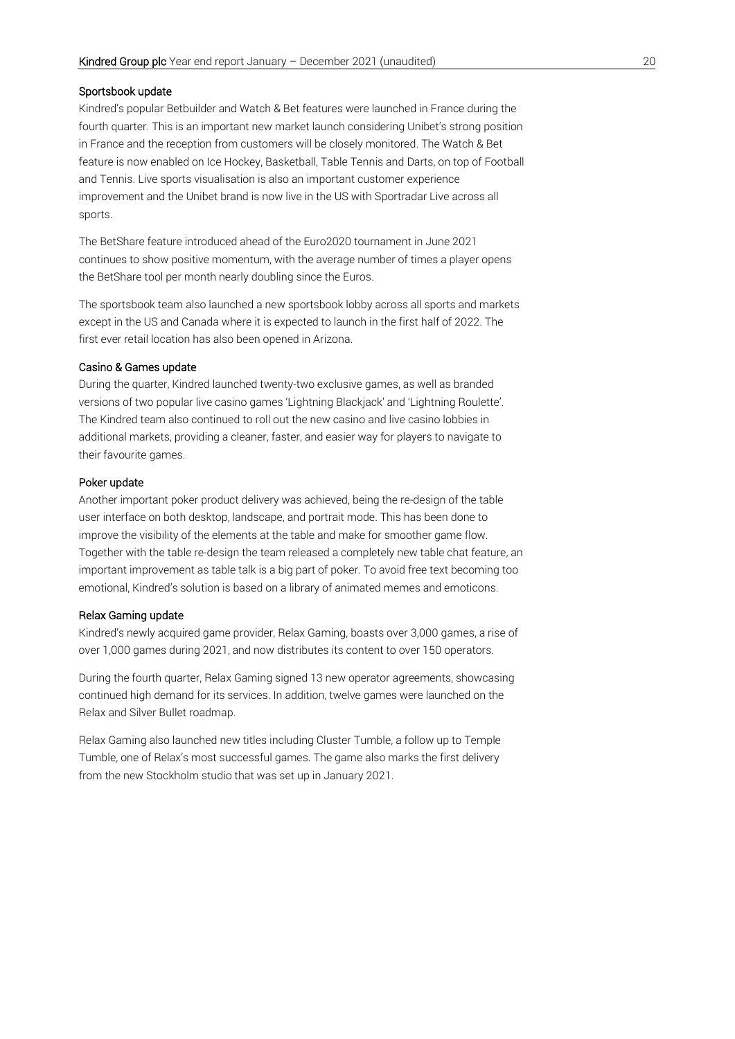### Sportsbook update

Kindred's popular Betbuilder and Watch & Bet features were launched in France during the fourth quarter. This is an important new market launch considering Unibet's strong position in France and the reception from customers will be closely monitored. The Watch & Bet feature is now enabled on Ice Hockey, Basketball, Table Tennis and Darts, on top of Football and Tennis. Live sports visualisation is also an important customer experience improvement and the Unibet brand is now live in the US with Sportradar Live across all sports.

The BetShare feature introduced ahead of the Euro2020 tournament in June 2021 continues to show positive momentum, with the average number of times a player opens the BetShare tool per month nearly doubling since the Euros.

The sportsbook team also launched a new sportsbook lobby across all sports and markets except in the US and Canada where it is expected to launch in the first half of 2022. The first ever retail location has also been opened in Arizona.

### Casino & Games update

During the quarter, Kindred launched twenty-two exclusive games, as well as branded versions of two popular live casino games 'Lightning Blackjack' and 'Lightning Roulette'. The Kindred team also continued to roll out the new casino and live casino lobbies in additional markets, providing a cleaner, faster, and easier way for players to navigate to their favourite games.

### Poker update

Another important poker product delivery was achieved, being the re-design of the table user interface on both desktop, landscape, and portrait mode. This has been done to improve the visibility of the elements at the table and make for smoother game flow. Together with the table re-design the team released a completely new table chat feature, an important improvement as table talk is a big part of poker. To avoid free text becoming too emotional, Kindred's solution is based on a library of animated memes and emoticons.

### Relax Gaming update

Kindred's newly acquired game provider, Relax Gaming, boasts over 3,000 games, a rise of over 1,000 games during 2021, and now distributes its content to over 150 operators.

During the fourth quarter, Relax Gaming signed 13 new operator agreements, showcasing continued high demand for its services. In addition, twelve games were launched on the Relax and Silver Bullet roadmap.

Relax Gaming also launched new titles including Cluster Tumble, a follow up to Temple Tumble, one of Relax's most successful games. The game also marks the first delivery from the new Stockholm studio that was set up in January 2021.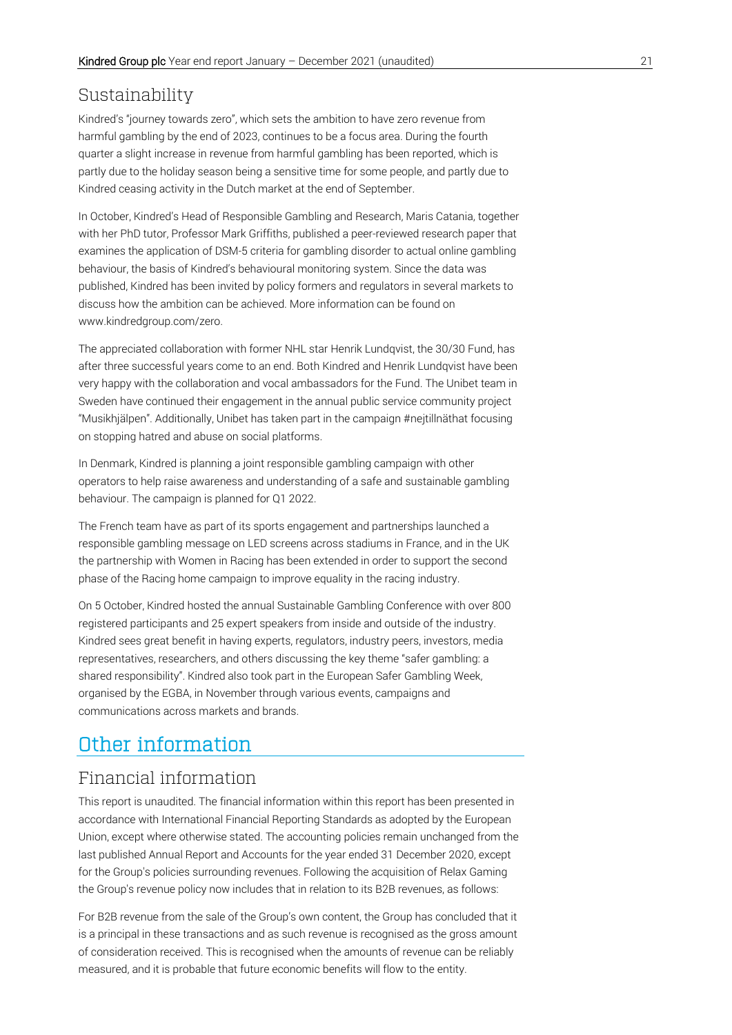## Sustainability

Kindred's "journey towards zero", which sets the ambition to have zero revenue from harmful gambling by the end of 2023, continues to be a focus area. During the fourth quarter a slight increase in revenue from harmful gambling has been reported, which is partly due to the holiday season being a sensitive time for some people, and partly due to Kindred ceasing activity in the Dutch market at the end of September.

In October, Kindred's Head of Responsible Gambling and Research, Maris Catania, together with her PhD tutor, Professor Mark Griffiths, published a peer-reviewed research paper that examines the application of DSM-5 criteria for gambling disorder to actual online gambling behaviour, the basis of Kindred's behavioural monitoring system. Since the data was published, Kindred has been invited by policy formers and regulators in several markets to discuss how the ambition can be achieved. More information can be found on www.kindredgroup.com/zero.

The appreciated collaboration with former NHL star Henrik Lundqvist, the 30/30 Fund, has after three successful years come to an end. Both Kindred and Henrik Lundqvist have been very happy with the collaboration and vocal ambassadors for the Fund. The Unibet team in Sweden have continued their engagement in the annual public service community project "Musikhjälpen". Additionally, Unibet has taken part in the campaign #nejtillnäthat focusing on stopping hatred and abuse on social platforms.

In Denmark, Kindred is planning a joint responsible gambling campaign with other operators to help raise awareness and understanding of a safe and sustainable gambling behaviour. The campaign is planned for Q1 2022.

The French team have as part of its sports engagement and partnerships launched a responsible gambling message on LED screens across stadiums in France, and in the UK the partnership with Women in Racing has been extended in order to support the second phase of the Racing home campaign to improve equality in the racing industry.

On 5 October, Kindred hosted the annual Sustainable Gambling Conference with over 800 registered participants and 25 expert speakers from inside and outside of the industry. Kindred sees great benefit in having experts, regulators, industry peers, investors, media representatives, researchers, and others discussing the key theme "safer gambling: a shared responsibility". Kindred also took part in the European Safer Gambling Week, organised by the EGBA, in November through various events, campaigns and communications across markets and brands.

# Other information

## Financial information

This report is unaudited. The financial information within this report has been presented in accordance with International Financial Reporting Standards as adopted by the European Union, except where otherwise stated. The accounting policies remain unchanged from the last published Annual Report and Accounts for the year ended 31 December 2020, except for the Group's policies surrounding revenues. Following the acquisition of Relax Gaming the Group's revenue policy now includes that in relation to its B2B revenues, as follows:

For B2B revenue from the sale of the Group's own content, the Group has concluded that it is a principal in these transactions and as such revenue is recognised as the gross amount of consideration received. This is recognised when the amounts of revenue can be reliably measured, and it is probable that future economic benefits will flow to the entity.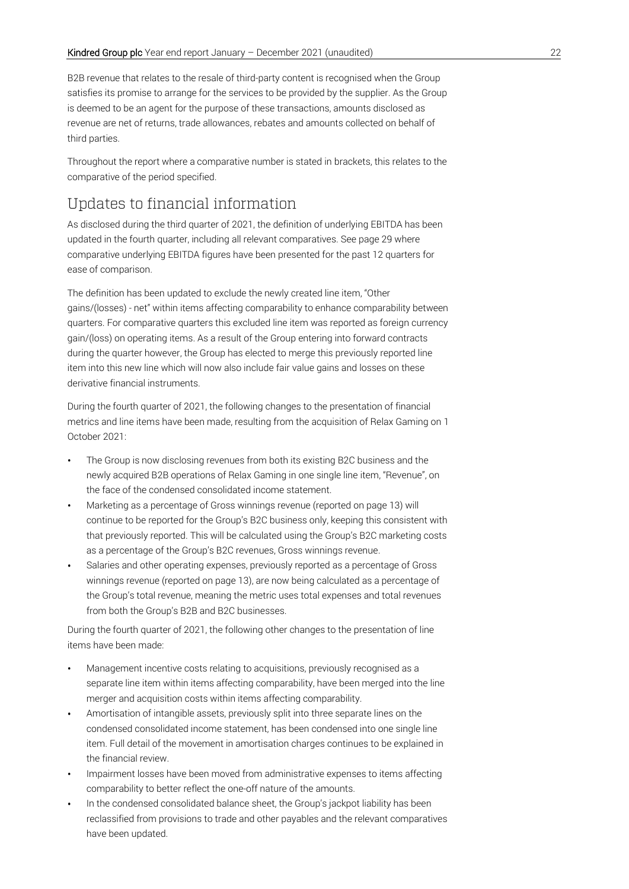B2B revenue that relates to the resale of third-party content is recognised when the Group satisfies its promise to arrange for the services to be provided by the supplier. As the Group is deemed to be an agent for the purpose of these transactions, amounts disclosed as revenue are net of returns, trade allowances, rebates and amounts collected on behalf of third parties.

Throughout the report where a comparative number is stated in brackets, this relates to the comparative of the period specified.

## Updates to financial information

As disclosed during the third quarter of 2021, the definition of underlying EBITDA has been updated in the fourth quarter, including all relevant comparatives. See page 29 where comparative underlying EBITDA figures have been presented for the past 12 quarters for ease of comparison.

The definition has been updated to exclude the newly created line item, "Other gains/(losses) - net" within items affecting comparability to enhance comparability between quarters. For comparative quarters this excluded line item was reported as foreign currency gain/(loss) on operating items. As a result of the Group entering into forward contracts during the quarter however, the Group has elected to merge this previously reported line item into this new line which will now also include fair value gains and losses on these derivative financial instruments.

During the fourth quarter of 2021, the following changes to the presentation of financial metrics and line items have been made, resulting from the acquisition of Relax Gaming on 1 October 2021:

- The Group is now disclosing revenues from both its existing B2C business and the newly acquired B2B operations of Relax Gaming in one single line item, "Revenue", on the face of the condensed consolidated income statement.
- Marketing as a percentage of Gross winnings revenue (reported on page 13) will continue to be reported for the Group's B2C business only, keeping this consistent with that previously reported. This will be calculated using the Group's B2C marketing costs as a percentage of the Group's B2C revenues, Gross winnings revenue.
- Salaries and other operating expenses, previously reported as a percentage of Gross winnings revenue (reported on page 13), are now being calculated as a percentage of the Group's total revenue, meaning the metric uses total expenses and total revenues from both the Group's B2B and B2C businesses.

During the fourth quarter of 2021, the following other changes to the presentation of line items have been made:

- Management incentive costs relating to acquisitions, previously recognised as a separate line item within items affecting comparability, have been merged into the line merger and acquisition costs within items affecting comparability.
- Amortisation of intangible assets, previously split into three separate lines on the condensed consolidated income statement, has been condensed into one single line item. Full detail of the movement in amortisation charges continues to be explained in the financial review.
- Impairment losses have been moved from administrative expenses to items affecting comparability to better reflect the one-off nature of the amounts.
- In the condensed consolidated balance sheet, the Group's jackpot liability has been reclassified from provisions to trade and other payables and the relevant comparatives have been updated.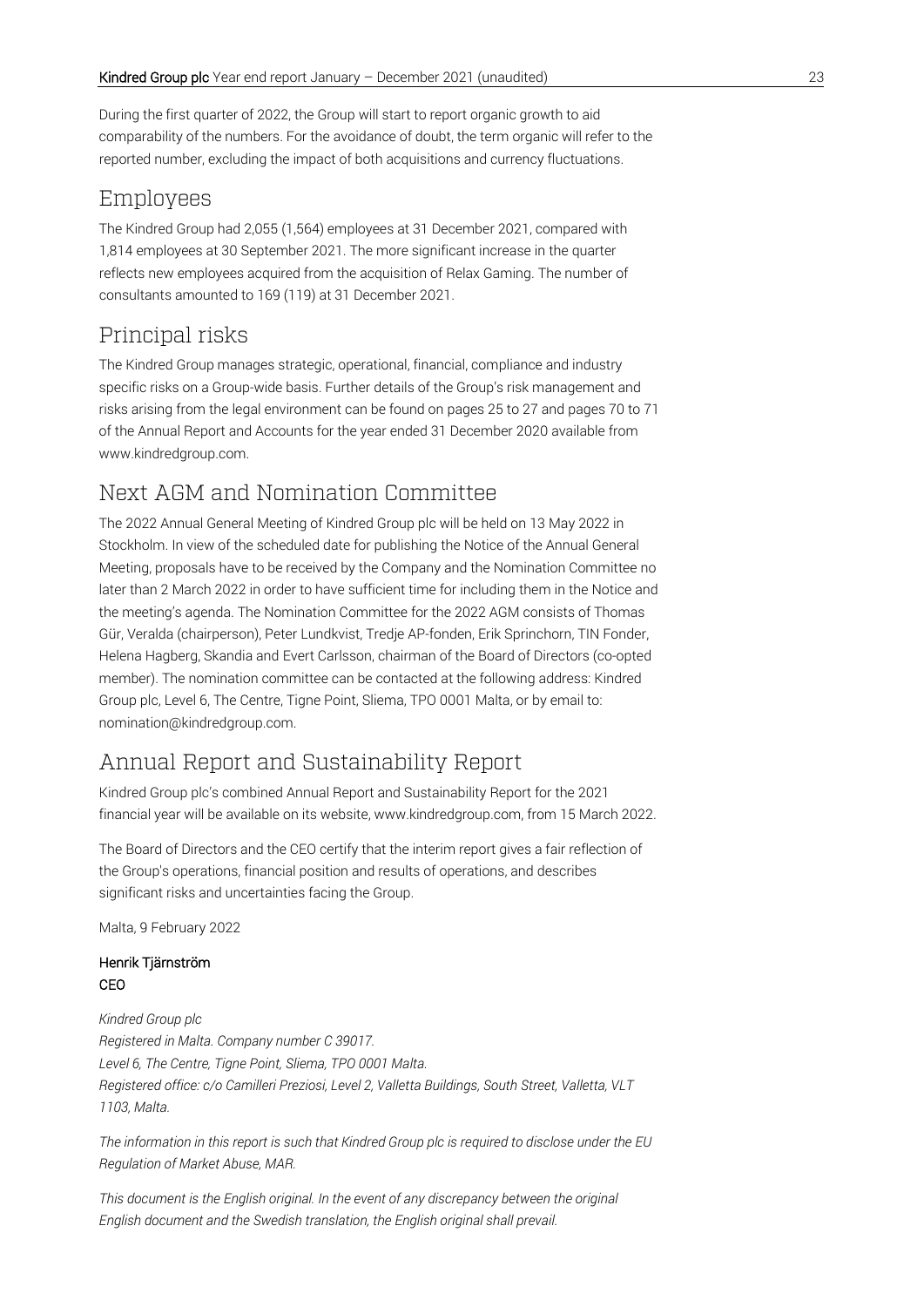During the first quarter of 2022, the Group will start to report organic growth to aid comparability of the numbers. For the avoidance of doubt, the term organic will refer to the reported number, excluding the impact of both acquisitions and currency fluctuations.

## Employees

The Kindred Group had 2,055 (1,564) employees at 31 December 2021, compared with 1,814 employees at 30 September 2021. The more significant increase in the quarter reflects new employees acquired from the acquisition of Relax Gaming. The number of consultants amounted to 169 (119) at 31 December 2021.

## Principal risks

The Kindred Group manages strategic, operational, financial, compliance and industry specific risks on a Group-wide basis. Further details of the Group's risk management and risks arising from the legal environment can be found on pages 25 to 27 and pages 70 to 71 of the Annual Report and Accounts for the year ended 31 December 2020 available from www.kindredgroup.com.

## Next AGM and Nomination Committee

The 2022 Annual General Meeting of Kindred Group plc will be held on 13 May 2022 in Stockholm. In view of the scheduled date for publishing the Notice of the Annual General Meeting, proposals have to be received by the Company and the Nomination Committee no later than 2 March 2022 in order to have sufficient time for including them in the Notice and the meeting's agenda. The Nomination Committee for the 2022 AGM consists of Thomas Gür, Veralda (chairperson), Peter Lundkvist, Tredje AP-fonden, Erik Sprinchorn, TIN Fonder, Helena Hagberg, Skandia and Evert Carlsson, chairman of the Board of Directors (co-opted member). The nomination committee can be contacted at the following address: Kindred Group plc, Level 6, The Centre, Tigne Point, Sliema, TPO 0001 Malta, or by email to: nomination@kindredgroup.com.

## Annual Report and Sustainability Report

Kindred Group plc's combined Annual Report and Sustainability Report for the 2021 financial year will be available on its website, www.kindredgroup.com, from 15 March 2022.

The Board of Directors and the CEO certify that the interim report gives a fair reflection of the Group's operations, financial position and results of operations, and describes significant risks and uncertainties facing the Group.

Malta, 9 February 2022

**Henrik Tjärnström**
**CEO**

*Kindred Group plc*
*Registered in Malta. Company number C 39017.*
*Level 6, The Centre, Tigne Point, Sliema, TPO 0001 Malta.*
*Registered office: c/o Camilleri Preziosi, Level 2, Valletta Buildings, South Street, Valletta, VLT 1103, Malta.*

*The information in this report is such that Kindred Group plc is required to disclose under the EU Regulation of Market Abuse, MAR.*

*This document is the English original. In the event of any discrepancy between the original English document and the Swedish translation, the English original shall prevail.*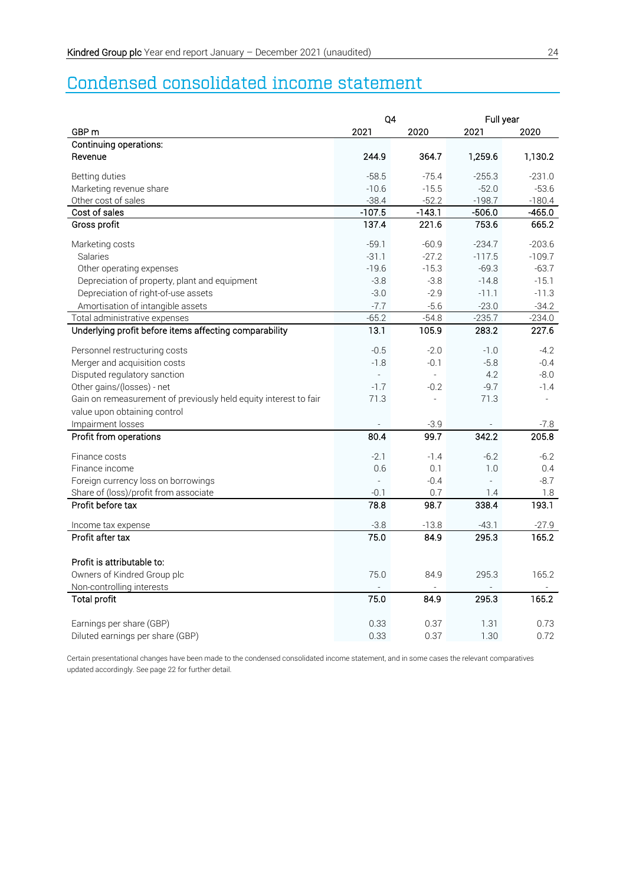# Condensed consolidated income statement

| GBP m | Q4 2021 | Q4 2020 | Full year 2021 | Full year 2020 |
|---|---|---|---|---|
| **Continuing operations:** | | | | |
| **Revenue** | **244.9** | **364.7** | **1,259.6** | **1,130.2** |
| Betting duties | -58.5 | -75.4 | -255.3 | -231.0 |
| Marketing revenue share | -10.6 | -15.5 | -52.0 | -53.6 |
| Other cost of sales | -38.4 | -52.2 | -198.7 | -180.4 |
| **Cost of sales** | **-107.5** | **-143.1** | **-506.0** | **-465.0** |
| **Gross profit** | **137.4** | **221.6** | **753.6** | **665.2** |
| Marketing costs | -59.1 | -60.9 | -234.7 | -203.6 |
| Salaries | -31.1 | -27.2 | -117.5 | -109.7 |
| Other operating expenses | -19.6 | -15.3 | -69.3 | -63.7 |
| Depreciation of property, plant and equipment | -3.8 | -3.8 | -14.8 | -15.1 |
| Depreciation of right-of-use assets | -3.0 | -2.9 | -11.1 | -11.3 |
| Amortisation of intangible assets | -7.7 | -5.6 | -23.0 | -34.2 |
| Total administrative expenses | -65.2 | -54.8 | -235.7 | -234.0 |
| **Underlying profit before items affecting comparability** | **13.1** | **105.9** | **283.2** | **227.6** |
| Personnel restructuring costs | -0.5 | -2.0 | -1.0 | -4.2 |
| Merger and acquisition costs | -1.8 | -0.1 | -5.8 | -0.4 |
| Disputed regulatory sanction | - | - | 4.2 | -8.0 |
| Other gains/(losses) - net | -1.7 | -0.2 | -9.7 | -1.4 |
| Gain on remeasurement of previously held equity interest to fair value upon obtaining control | 71.3 | - | 71.3 | - |
| Impairment losses | - | -3.9 | - | -7.8 |
| **Profit from operations** | **80.4** | **99.7** | **342.2** | **205.8** |
| Finance costs | -2.1 | -1.4 | -6.2 | -6.2 |
| Finance income | 0.6 | 0.1 | 1.0 | 0.4 |
| Foreign currency loss on borrowings | - | -0.4 | - | -8.7 |
| Share of (loss)/profit from associate | -0.1 | 0.7 | 1.4 | 1.8 |
| **Profit before tax** | **78.8** | **98.7** | **338.4** | **193.1** |
| Income tax expense | -3.8 | -13.8 | -43.1 | -27.9 |
| **Profit after tax** | **75.0** | **84.9** | **295.3** | **165.2** |
| **Profit is attributable to:** | | | | |
| Owners of Kindred Group plc | 75.0 | 84.9 | 295.3 | 165.2 |
| Non-controlling interests | - | - | - | - |
| **Total profit** | **75.0** | **84.9** | **295.3** | **165.2** |
| Earnings per share (GBP) | 0.33 | 0.37 | 1.31 | 0.73 |
| Diluted earnings per share (GBP) | 0.33 | 0.37 | 1.30 | 0.72 |

Certain presentational changes have been made to the condensed consolidated income statement, and in some cases the relevant comparatives updated accordingly. See page 22 for further detail.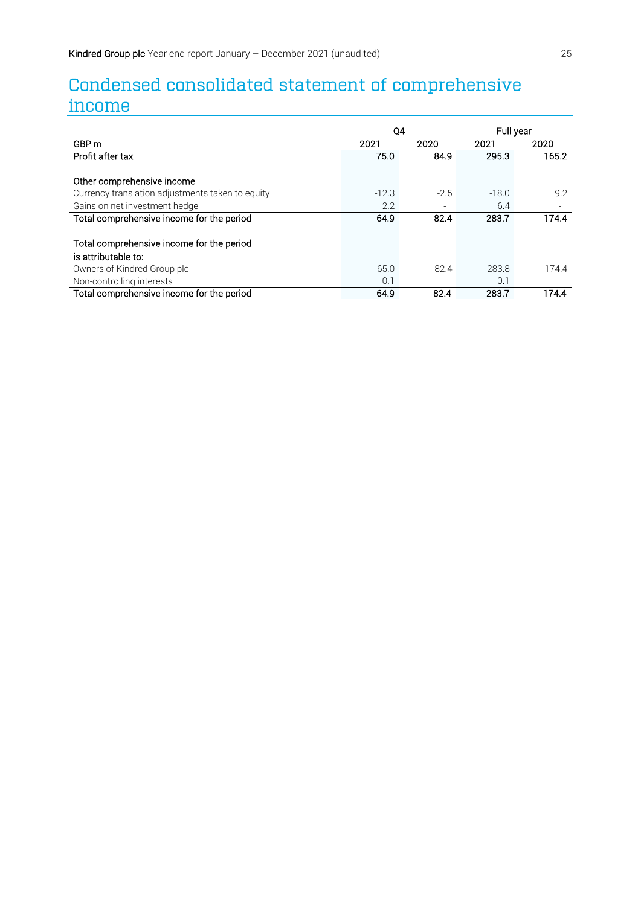# Condensed consolidated statement of comprehensive income

| | Q4 | | Full year | |
|---|---|---|---|---|
| GBP m | 2021 | 2020 | 2021 | 2020 |
| **Profit after tax** | **75.0** | **84.9** | **295.3** | **165.2** |
| | | | | |
| **Other comprehensive income** | | | | |
| Currency translation adjustments taken to equity | -12.3 | -2.5 | -18.0 | 9.2 |
| Gains on net investment hedge | 2.2 | - | 6.4 | - |
| **Total comprehensive income for the period** | **64.9** | **82.4** | **283.7** | **174.4** |
| | | | | |
| **Total comprehensive income for the period is attributable to:** | | | | |
| Owners of Kindred Group plc | 65.0 | 82.4 | 283.8 | 174.4 |
| Non-controlling interests | -0.1 | - | -0.1 | - |
| **Total comprehensive income for the period** | **64.9** | **82.4** | **283.7** | **174.4** |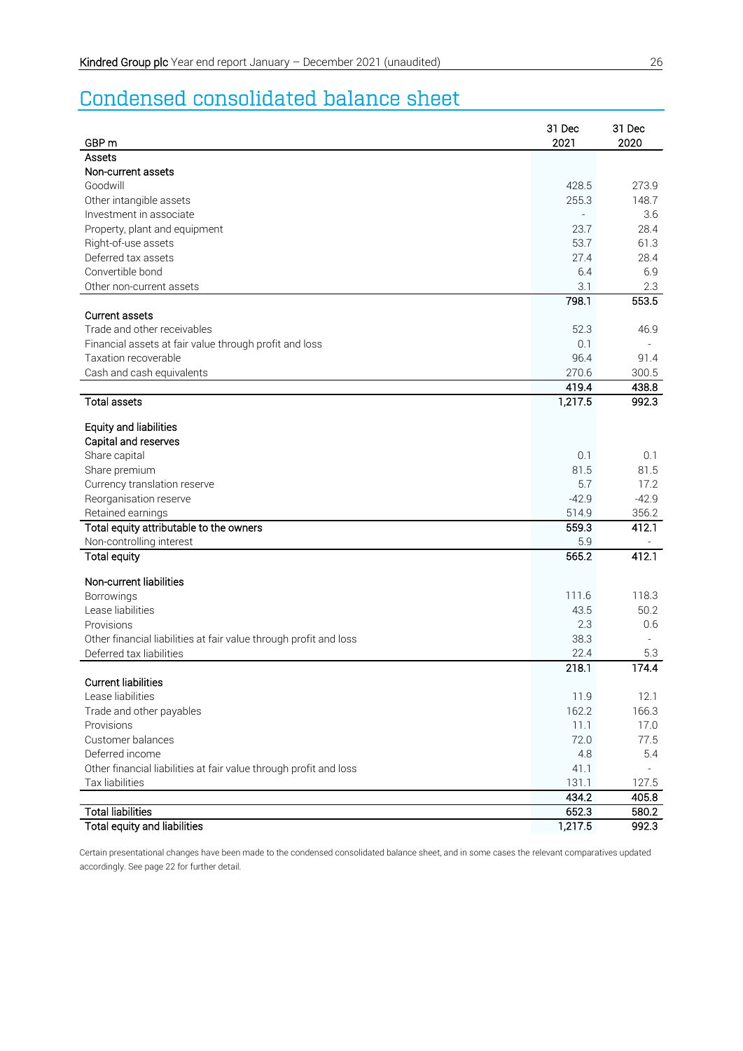# Condensed consolidated balance sheet

| GBP m | 31 Dec 2021 | 31 Dec 2020 |
|---|---|---|
| **Assets** | | |
| **Non-current assets** | | |
| Goodwill | 428.5 | 273.9 |
| Other intangible assets | 255.3 | 148.7 |
| Investment in associate | - | 3.6 |
| Property, plant and equipment | 23.7 | 28.4 |
| Right-of-use assets | 53.7 | 61.3 |
| Deferred tax assets | 27.4 | 28.4 |
| Convertible bond | 6.4 | 6.9 |
| Other non-current assets | 3.1 | 2.3 |
| | **798.1** | **553.5** |
| **Current assets** | | |
| Trade and other receivables | 52.3 | 46.9 |
| Financial assets at fair value through profit and loss | 0.1 | - |
| Taxation recoverable | 96.4 | 91.4 |
| Cash and cash equivalents | 270.6 | 300.5 |
| | **419.4** | **438.8** |
| **Total assets** | **1,217.5** | **992.3** |
| | | |
| **Equity and liabilities** | | |
| **Capital and reserves** | | |
| Share capital | 0.1 | 0.1 |
| Share premium | 81.5 | 81.5 |
| Currency translation reserve | 5.7 | 17.2 |
| Reorganisation reserve | -42.9 | -42.9 |
| Retained earnings | 514.9 | 356.2 |
| **Total equity attributable to the owners** | **559.3** | **412.1** |
| Non-controlling interest | 5.9 | - |
| **Total equity** | **565.2** | **412.1** |
| | | |
| **Non-current liabilities** | | |
| Borrowings | 111.6 | 118.3 |
| Lease liabilities | 43.5 | 50.2 |
| Provisions | 2.3 | 0.6 |
| Other financial liabilities at fair value through profit and loss | 38.3 | - |
| Deferred tax liabilities | 22.4 | 5.3 |
| | **218.1** | **174.4** |
| **Current liabilities** | | |
| Lease liabilities | 11.9 | 12.1 |
| Trade and other payables | 162.2 | 166.3 |
| Provisions | 11.1 | 17.0 |
| Customer balances | 72.0 | 77.5 |
| Deferred income | 4.8 | 5.4 |
| Other financial liabilities at fair value through profit and loss | 41.1 | - |
| Tax liabilities | 131.1 | 127.5 |
| | **434.2** | **405.8** |
| **Total liabilities** | **652.3** | **580.2** |
| **Total equity and liabilities** | **1,217.5** | **992.3** |

Certain presentational changes have been made to the condensed consolidated balance sheet, and in some cases the relevant comparatives updated accordingly. See page 22 for further detail.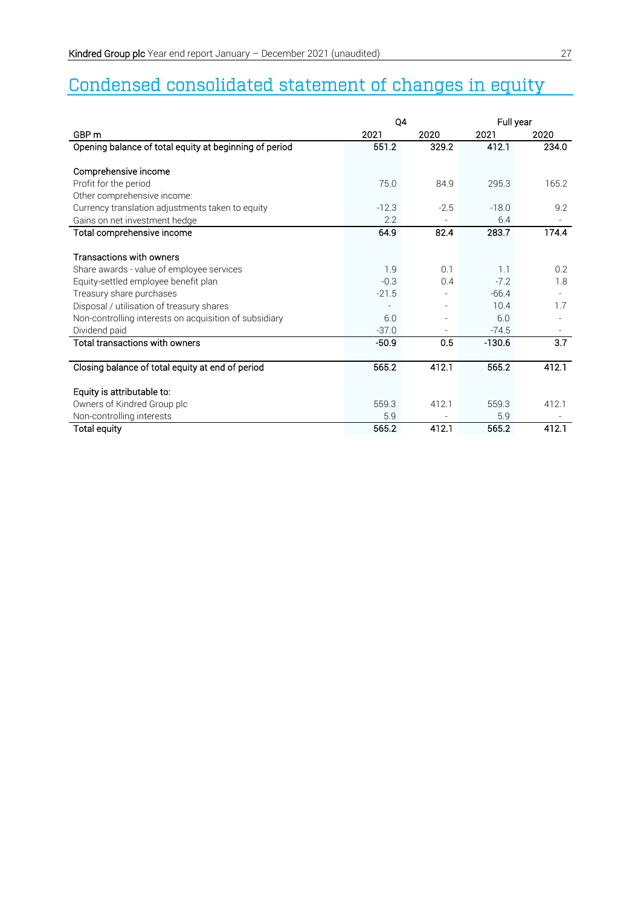# Condensed consolidated statement of changes in equity

| | Q4 | | Full year | |
|---|---|---|---|---|
| GBP m | 2021 | 2020 | 2021 | 2020 |
| **Opening balance of total equity at beginning of period** | **551.2** | **329.2** | **412.1** | **234.0** |
| | | | | |
| **Comprehensive income** | | | | |
| Profit for the period | 75.0 | 84.9 | 295.3 | 165.2 |
| Other comprehensive income: | | | | |
| Currency translation adjustments taken to equity | -12.3 | -2.5 | -18.0 | 9.2 |
| Gains on net investment hedge | 2.2 | - | 6.4 | - |
| **Total comprehensive income** | **64.9** | **82.4** | **283.7** | **174.4** |
| | | | | |
| **Transactions with owners** | | | | |
| Share awards - value of employee services | 1.9 | 0.1 | 1.1 | 0.2 |
| Equity-settled employee benefit plan | -0.3 | 0.4 | -7.2 | 1.8 |
| Treasury share purchases | -21.5 | - | -66.4 | - |
| Disposal / utilisation of treasury shares | - | - | 10.4 | 1.7 |
| Non-controlling interests on acquisition of subsidiary | 6.0 | - | 6.0 | - |
| Dividend paid | -37.0 | - | -74.5 | - |
| **Total transactions with owners** | **-50.9** | **0.5** | **-130.6** | **3.7** |
| | | | | |
| **Closing balance of total equity at end of period** | **565.2** | **412.1** | **565.2** | **412.1** |
| | | | | |
| **Equity is attributable to:** | | | | |
| Owners of Kindred Group plc | 559.3 | 412.1 | 559.3 | 412.1 |
| Non-controlling interests | 5.9 | - | 5.9 | - |
| **Total equity** | **565.2** | **412.1** | **565.2** | **412.1** |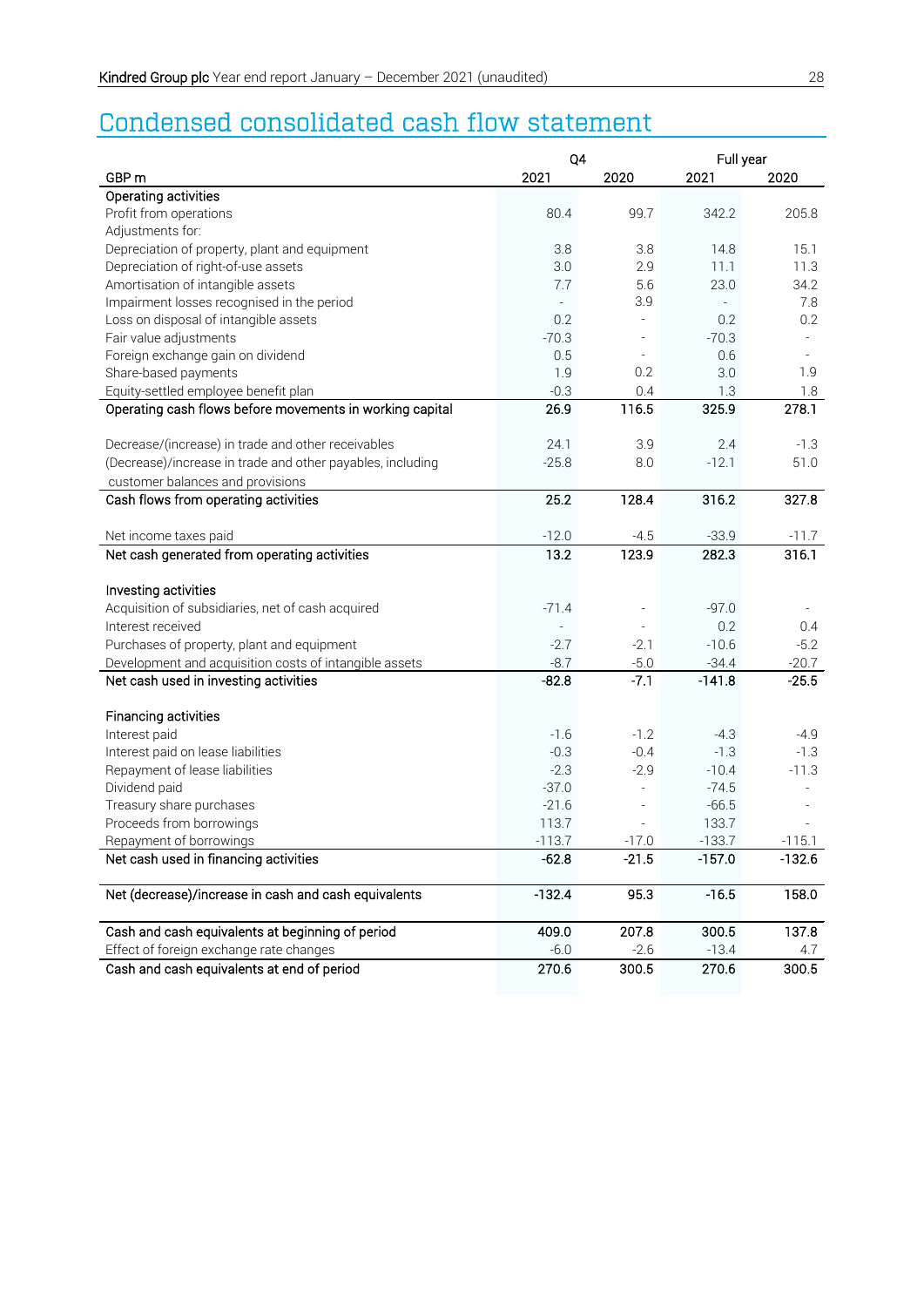# Condensed consolidated cash flow statement

| GBP m | Q4 2021 | Q4 2020 | Full year 2021 | Full year 2020 |
|---|---|---|---|---|
| **Operating activities** | | | | |
| Profit from operations | 80.4 | 99.7 | 342.2 | 205.8 |
| Adjustments for: | | | | |
| Depreciation of property, plant and equipment | 3.8 | 3.8 | 14.8 | 15.1 |
| Depreciation of right-of-use assets | 3.0 | 2.9 | 11.1 | 11.3 |
| Amortisation of intangible assets | 7.7 | 5.6 | 23.0 | 34.2 |
| Impairment losses recognised in the period | - | 3.9 | - | 7.8 |
| Loss on disposal of intangible assets | 0.2 | - | 0.2 | 0.2 |
| Fair value adjustments | -70.3 | - | -70.3 | - |
| Foreign exchange gain on dividend | 0.5 | - | 0.6 | - |
| Share-based payments | 1.9 | 0.2 | 3.0 | 1.9 |
| Equity-settled employee benefit plan | -0.3 | 0.4 | 1.3 | 1.8 |
| **Operating cash flows before movements in working capital** | **26.9** | **116.5** | **325.9** | **278.1** |
| Decrease/(increase) in trade and other receivables | 24.1 | 3.9 | 2.4 | -1.3 |
| (Decrease)/increase in trade and other payables, including customer balances and provisions | -25.8 | 8.0 | -12.1 | 51.0 |
| **Cash flows from operating activities** | **25.2** | **128.4** | **316.2** | **327.8** |
| Net income taxes paid | -12.0 | -4.5 | -33.9 | -11.7 |
| **Net cash generated from operating activities** | **13.2** | **123.9** | **282.3** | **316.1** |
| **Investing activities** | | | | |
| Acquisition of subsidiaries, net of cash acquired | -71.4 | - | -97.0 | - |
| Interest received | - | - | 0.2 | 0.4 |
| Purchases of property, plant and equipment | -2.7 | -2.1 | -10.6 | -5.2 |
| Development and acquisition costs of intangible assets | -8.7 | -5.0 | -34.4 | -20.7 |
| **Net cash used in investing activities** | **-82.8** | **-7.1** | **-141.8** | **-25.5** |
| **Financing activities** | | | | |
| Interest paid | -1.6 | -1.2 | -4.3 | -4.9 |
| Interest paid on lease liabilities | -0.3 | -0.4 | -1.3 | -1.3 |
| Repayment of lease liabilities | -2.3 | -2.9 | -10.4 | -11.3 |
| Dividend paid | -37.0 | - | -74.5 | - |
| Treasury share purchases | -21.6 | - | -66.5 | - |
| Proceeds from borrowings | 113.7 | - | 133.7 | - |
| Repayment of borrowings | -113.7 | -17.0 | -133.7 | -115.1 |
| **Net cash used in financing activities** | **-62.8** | **-21.5** | **-157.0** | **-132.6** |
| **Net (decrease)/increase in cash and cash equivalents** | **-132.4** | **95.3** | **-16.5** | **158.0** |
| **Cash and cash equivalents at beginning of period** | **409.0** | **207.8** | **300.5** | **137.8** |
| Effect of foreign exchange rate changes | -6.0 | -2.6 | -13.4 | 4.7 |
| **Cash and cash equivalents at end of period** | **270.6** | **300.5** | **270.6** | **300.5** |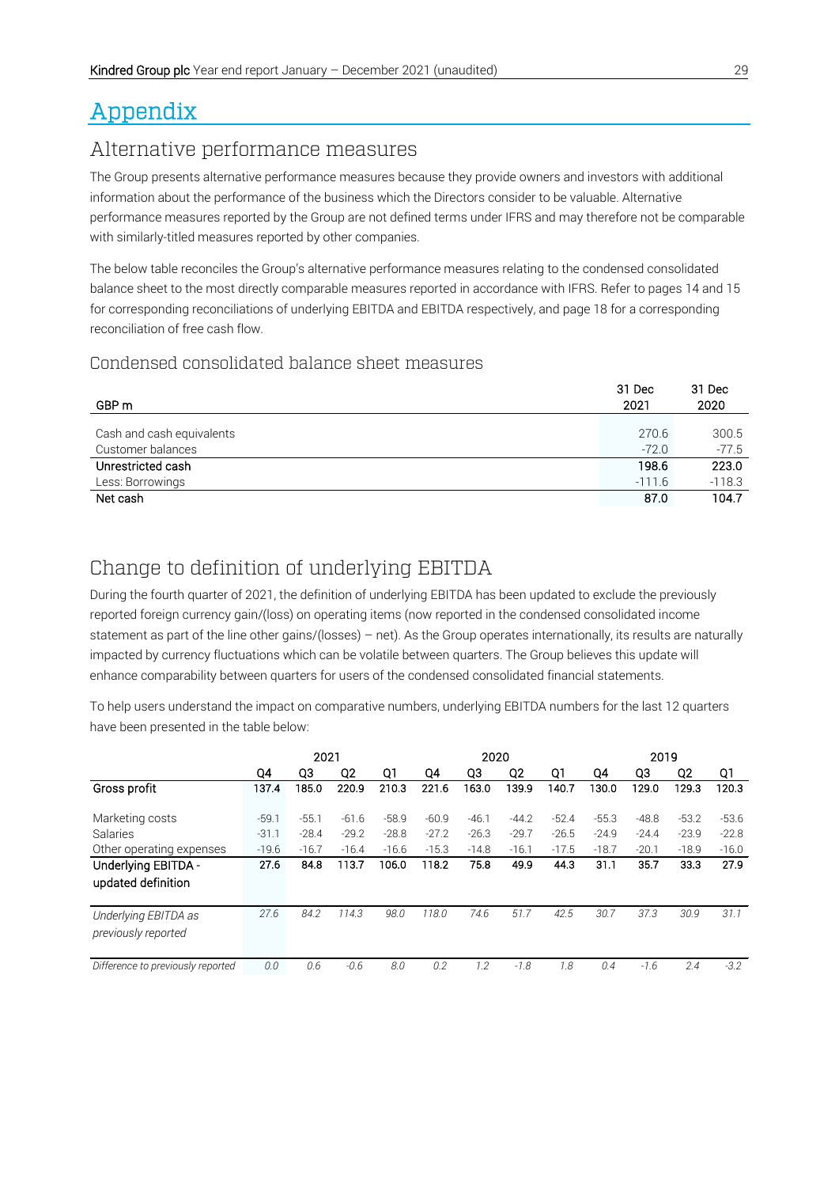# Appendix

## Alternative performance measures

The Group presents alternative performance measures because they provide owners and investors with additional information about the performance of the business which the Directors consider to be valuable. Alternative performance measures reported by the Group are not defined terms under IFRS and may therefore not be comparable with similarly-titled measures reported by other companies.

The below table reconciles the Group's alternative performance measures relating to the condensed consolidated balance sheet to the most directly comparable measures reported in accordance with IFRS. Refer to pages 14 and 15 for corresponding reconciliations of underlying EBITDA and EBITDA respectively, and page 18 for a corresponding reconciliation of free cash flow.

### Condensed consolidated balance sheet measures

| GBP m | 31 Dec 2021 | 31 Dec 2020 |
|---|---|---|
| Cash and cash equivalents | 270.6 | 300.5 |
| Customer balances | -72.0 | -77.5 |
| **Unrestricted cash** | **198.6** | **223.0** |
| Less: Borrowings | -111.6 | -118.3 |
| **Net cash** | **87.0** | **104.7** |

## Change to definition of underlying EBITDA

During the fourth quarter of 2021, the definition of underlying EBITDA has been updated to exclude the previously reported foreign currency gain/(loss) on operating items (now reported in the condensed consolidated income statement as part of the line other gains/(losses) – net). As the Group operates internationally, its results are naturally impacted by currency fluctuations which can be volatile between quarters. The Group believes this update will enhance comparability between quarters for users of the condensed consolidated financial statements.

To help users understand the impact on comparative numbers, underlying EBITDA numbers for the last 12 quarters have been presented in the table below:

| | 2021 | | | | 2020 | | | | 2019 | | | |
|---|---|---|---|---|---|---|---|---|---|---|---|---|
| | Q4 | Q3 | Q2 | Q1 | Q4 | Q3 | Q2 | Q1 | Q4 | Q3 | Q2 | Q1 |
| **Gross profit** | **137.4** | **185.0** | **220.9** | **210.3** | **221.6** | **163.0** | **139.9** | **140.7** | **130.0** | **129.0** | **129.3** | **120.3** |
| Marketing costs | -59.1 | -55.1 | -61.6 | -58.9 | -60.9 | -46.1 | -44.2 | -52.4 | -55.3 | -48.8 | -53.2 | -53.6 |
| Salaries | -31.1 | -28.4 | -29.2 | -28.8 | -27.2 | -26.3 | -29.7 | -26.5 | -24.9 | -24.4 | -23.9 | -22.8 |
| Other operating expenses | -19.6 | -16.7 | -16.4 | -16.6 | -15.3 | -14.8 | -16.1 | -17.5 | -18.7 | -20.1 | -18.9 | -16.0 |
| **Underlying EBITDA - updated definition** | **27.6** | **84.8** | **113.7** | **106.0** | **118.2** | **75.8** | **49.9** | **44.3** | **31.1** | **35.7** | **33.3** | **27.9** |
| *Underlying EBITDA as previously reported* | *27.6* | *84.2* | *114.3* | *98.0* | *118.0* | *74.6* | *51.7* | *42.5* | *30.7* | *37.3* | *30.9* | *31.1* |
| *Difference to previously reported* | *0.0* | *0.6* | *-0.6* | *8.0* | *0.2* | *1.2* | *-1.8* | *1.8* | *0.4* | *-1.6* | *2.4* | *-3.2* |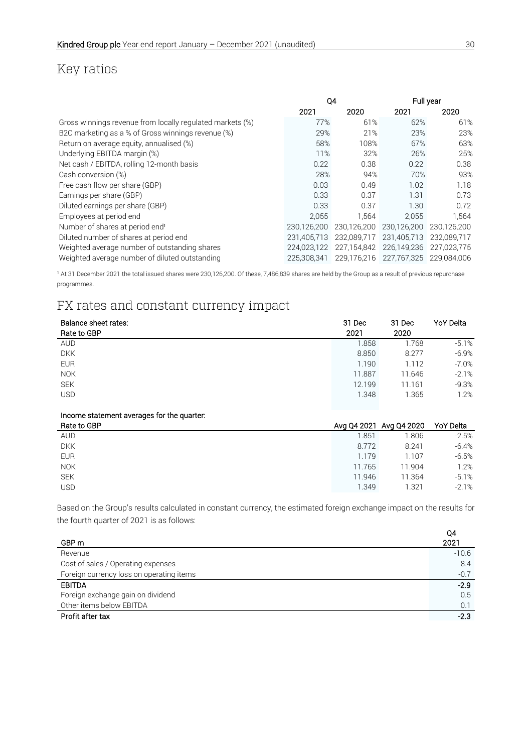## Key ratios

| | Q4 | | Full year | |
|---|---|---|---|---|
| | 2021 | 2020 | 2021 | 2020 |
| Gross winnings revenue from locally regulated markets (%) | 77% | 61% | 62% | 61% |
| B2C marketing as a % of Gross winnings revenue (%) | 29% | 21% | 23% | 23% |
| Return on average equity, annualised (%) | 58% | 108% | 67% | 63% |
| Underlying EBITDA margin (%) | 11% | 32% | 26% | 25% |
| Net cash / EBITDA, rolling 12-month basis | 0.22 | 0.38 | 0.22 | 0.38 |
| Cash conversion (%) | 28% | 94% | 70% | 93% |
| Free cash flow per share (GBP) | 0.03 | 0.49 | 1.02 | 1.18 |
| Earnings per share (GBP) | 0.33 | 0.37 | 1.31 | 0.73 |
| Diluted earnings per share (GBP) | 0.33 | 0.37 | 1.30 | 0.72 |
| Employees at period end | 2,055 | 1,564 | 2,055 | 1,564 |
| Number of shares at period end[1] | 230,126,200 | 230,126,200 | 230,126,200 | 230,126,200 |
| Diluted number of shares at period end | 231,405,713 | 232,089,717 | 231,405,713 | 232,089,717 |
| Weighted average number of outstanding shares | 224,023,122 | 227,154,842 | 226,149,236 | 227,023,775 |
| Weighted average number of diluted outstanding | 225,308,341 | 229,176,216 | 227,767,325 | 229,084,006 |

[1] At 31 December 2021 the total issued shares were 230,126,200. Of these, 7,486,839 shares are held by the Group as a result of previous repurchase programmes.

## FX rates and constant currency impact

| Balance sheet rates: Rate to GBP | 31 Dec 2021 | 31 Dec 2020 | YoY Delta |
|---|---|---|---|
| AUD | 1.858 | 1.768 | -5.1% |
| DKK | 8.850 | 8.277 | -6.9% |
| EUR | 1.190 | 1.112 | -7.0% |
| NOK | 11.887 | 11.646 | -2.1% |
| SEK | 12.199 | 11.161 | -9.3% |
| USD | 1.348 | 1.365 | 1.2% |

Income statement averages for the quarter:

| Rate to GBP | Avg Q4 2021 | Avg Q4 2020 | YoY Delta |
|---|---|---|---|
| AUD | 1.851 | 1.806 | -2.5% |
| DKK | 8.772 | 8.241 | -6.4% |
| EUR | 1.179 | 1.107 | -6.5% |
| NOK | 11.765 | 11.904 | 1.2% |
| SEK | 11.946 | 11.364 | -5.1% |
| USD | 1.349 | 1.321 | -2.1% |

Based on the Group's results calculated in constant currency, the estimated foreign exchange impact on the results for the fourth quarter of 2021 is as follows:

| GBP m | Q4 2021 |
|---|---|
| Revenue | -10.6 |
| Cost of sales / Operating expenses | 8.4 |
| Foreign currency loss on operating items | -0.7 |
| **EBITDA** | **-2.9** |
| Foreign exchange gain on dividend | 0.5 |
| Other items below EBITDA | 0.1 |
| **Profit after tax** | **-2.3** |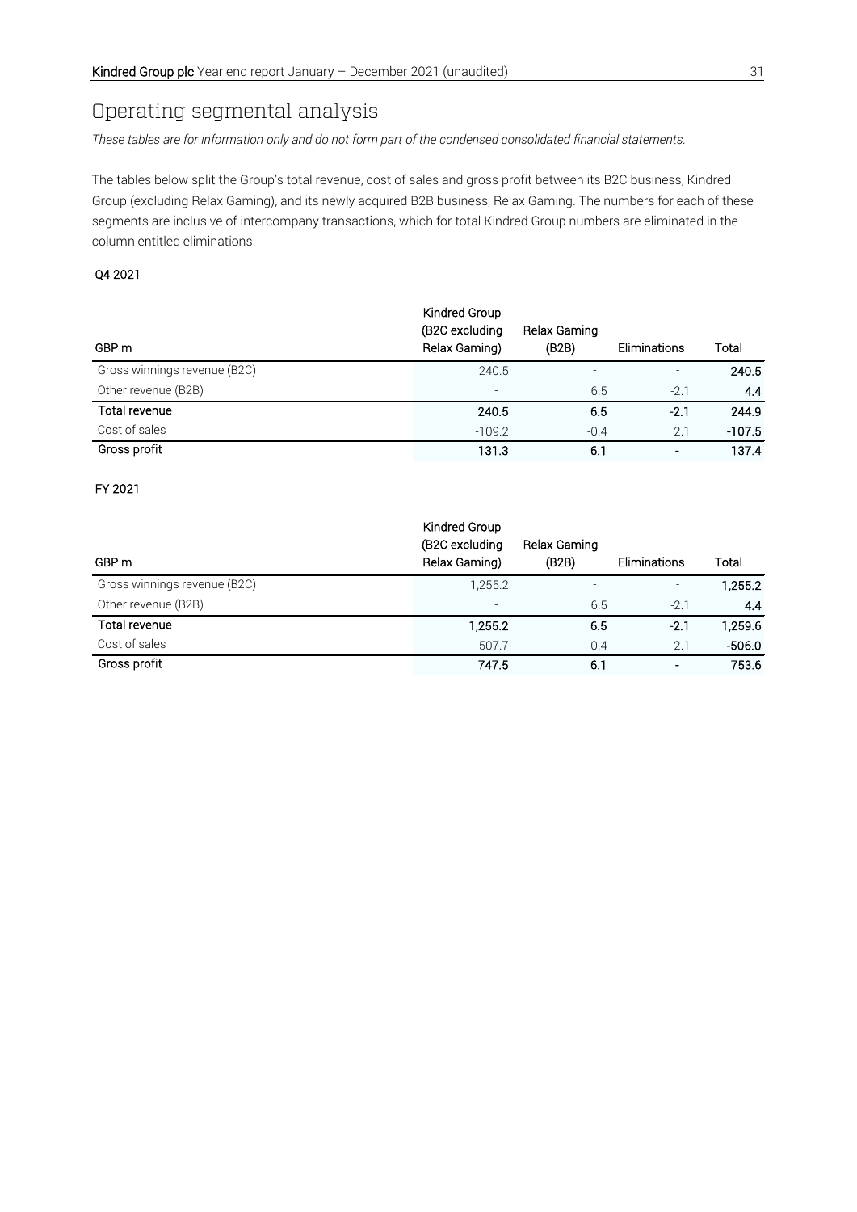# Operating segmental analysis

*These tables are for information only and do not form part of the condensed consolidated financial statements.*

The tables below split the Group's total revenue, cost of sales and gross profit between its B2C business, Kindred Group (excluding Relax Gaming), and its newly acquired B2B business, Relax Gaming. The numbers for each of these segments are inclusive of intercompany transactions, which for total Kindred Group numbers are eliminated in the column entitled eliminations.

**Q4 2021**

| GBP m | Kindred Group (B2C excluding Relax Gaming) | Relax Gaming (B2B) | Eliminations | Total |
|---|---|---|---|---|
| Gross winnings revenue (B2C) | 240.5 | - | - | **240.5** |
| Other revenue (B2B) | - | 6.5 | -2.1 | **4.4** |
| **Total revenue** | **240.5** | **6.5** | **-2.1** | **244.9** |
| Cost of sales | -109.2 | -0.4 | 2.1 | **-107.5** |
| **Gross profit** | **131.3** | **6.1** | **-** | **137.4** |

**FY 2021**

| GBP m | Kindred Group (B2C excluding Relax Gaming) | Relax Gaming (B2B) | Eliminations | Total |
|---|---|---|---|---|
| Gross winnings revenue (B2C) | 1,255.2 | - | - | **1,255.2** |
| Other revenue (B2B) | - | 6.5 | -2.1 | **4.4** |
| **Total revenue** | **1,255.2** | **6.5** | **-2.1** | **1,259.6** |
| Cost of sales | -507.7 | -0.4 | 2.1 | **-506.0** |
| **Gross profit** | **747.5** | **6.1** | **-** | **753.6** |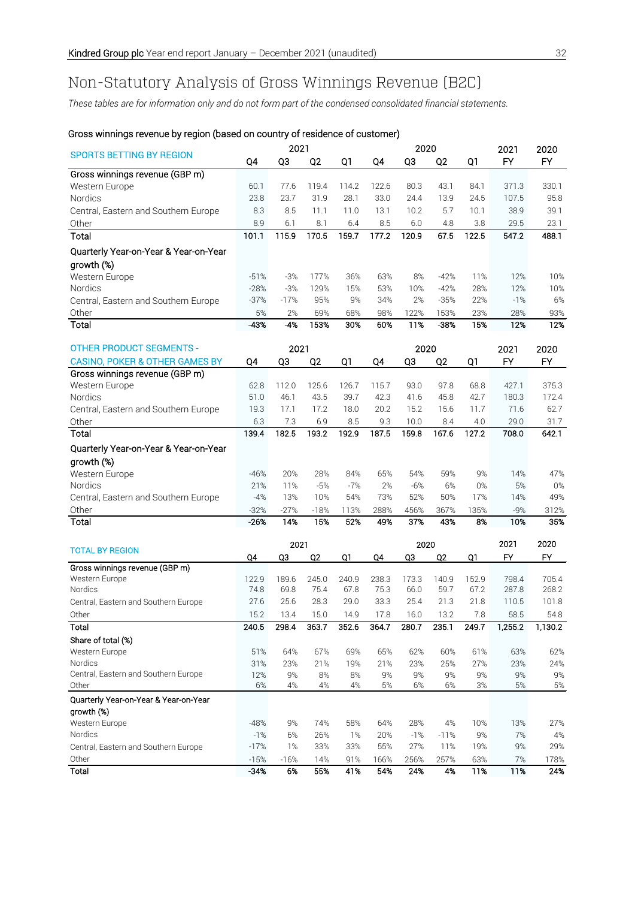# Non-Statutory Analysis of Gross Winnings Revenue (B2C)

*These tables are for information only and do not form part of the condensed consolidated financial statements.*

## Gross winnings revenue by region (based on country of residence of customer)

| SPORTS BETTING BY REGION | 2021 | | | | 2020 | | | | 2021 | 2020 |
|---|---|---|---|---|---|---|---|---|---|---|
| | Q4 | Q3 | Q2 | Q1 | Q4 | Q3 | Q2 | Q1 | FY | FY |
| **Gross winnings revenue (GBP m)** | | | | | | | | | | |
| Western Europe | 60.1 | 77.6 | 119.4 | 114.2 | 122.6 | 80.3 | 43.1 | 84.1 | 371.3 | 330.1 |
| Nordics | 23.8 | 23.7 | 31.9 | 28.1 | 33.0 | 24.4 | 13.9 | 24.5 | 107.5 | 95.8 |
| Central, Eastern and Southern Europe | 8.3 | 8.5 | 11.1 | 11.0 | 13.1 | 10.2 | 5.7 | 10.1 | 38.9 | 39.1 |
| Other | 8.9 | 6.1 | 8.1 | 6.4 | 8.5 | 6.0 | 4.8 | 3.8 | 29.5 | 23.1 |
| **Total** | **101.1** | **115.9** | **170.5** | **159.7** | **177.2** | **120.9** | **67.5** | **122.5** | **547.2** | **488.1** |
| **Quarterly Year-on-Year & Year-on-Year growth (%)** | | | | | | | | | | |
| Western Europe | -51% | -3% | 177% | 36% | 63% | 8% | -42% | 11% | 12% | 10% |
| Nordics | -28% | -3% | 129% | 15% | 53% | 10% | -42% | 28% | 12% | 10% |
| Central, Eastern and Southern Europe | -37% | -17% | 95% | 9% | 34% | 2% | -35% | 22% | -1% | 6% |
| Other | 5% | 2% | 69% | 68% | 98% | 122% | 153% | 23% | 28% | 93% |
| **Total** | **-43%** | **-4%** | **153%** | **30%** | **60%** | **11%** | **-38%** | **15%** | **12%** | **12%** |

| OTHER PRODUCT SEGMENTS - CASINO, POKER & OTHER GAMES BY | 2021 | | | | 2020 | | | | 2021 | 2020 |
|---|---|---|---|---|---|---|---|---|---|---|
| | Q4 | Q3 | Q2 | Q1 | Q4 | Q3 | Q2 | Q1 | FY | FY |
| **Gross winnings revenue (GBP m)** | | | | | | | | | | |
| Western Europe | 62.8 | 112.0 | 125.6 | 126.7 | 115.7 | 93.0 | 97.8 | 68.8 | 427.1 | 375.3 |
| Nordics | 51.0 | 46.1 | 43.5 | 39.7 | 42.3 | 41.6 | 45.8 | 42.7 | 180.3 | 172.4 |
| Central, Eastern and Southern Europe | 19.3 | 17.1 | 17.2 | 18.0 | 20.2 | 15.2 | 15.6 | 11.7 | 71.6 | 62.7 |
| Other | 6.3 | 7.3 | 6.9 | 8.5 | 9.3 | 10.0 | 8.4 | 4.0 | 29.0 | 31.7 |
| **Total** | **139.4** | **182.5** | **193.2** | **192.9** | **187.5** | **159.8** | **167.6** | **127.2** | **708.0** | **642.1** |
| **Quarterly Year-on-Year & Year-on-Year growth (%)** | | | | | | | | | | |
| Western Europe | -46% | 20% | 28% | 84% | 65% | 54% | 59% | 9% | 14% | 47% |
| Nordics | 21% | 11% | -5% | -7% | 2% | -6% | 6% | 0% | 5% | 0% |
| Central, Eastern and Southern Europe | -4% | 13% | 10% | 54% | 73% | 52% | 50% | 17% | 14% | 49% |
| Other | -32% | -27% | -18% | 113% | 288% | 456% | 367% | 135% | -9% | 312% |
| **Total** | **-26%** | **14%** | **15%** | **52%** | **49%** | **37%** | **43%** | **8%** | **10%** | **35%** |

| TOTAL BY REGION | 2021 | | | | 2020 | | | | 2021 | 2020 |
|---|---|---|---|---|---|---|---|---|---|---|
| | Q4 | Q3 | Q2 | Q1 | Q4 | Q3 | Q2 | Q1 | FY | FY |
| **Gross winnings revenue (GBP m)** | | | | | | | | | | |
| Western Europe | 122.9 | 189.6 | 245.0 | 240.9 | 238.3 | 173.3 | 140.9 | 152.9 | 798.4 | 705.4 |
| Nordics | 74.8 | 69.8 | 75.4 | 67.8 | 75.3 | 66.0 | 59.7 | 67.2 | 287.8 | 268.2 |
| Central, Eastern and Southern Europe | 27.6 | 25.6 | 28.3 | 29.0 | 33.3 | 25.4 | 21.3 | 21.8 | 110.5 | 101.8 |
| Other | 15.2 | 13.4 | 15.0 | 14.9 | 17.8 | 16.0 | 13.2 | 7.8 | 58.5 | 54.8 |
| **Total** | **240.5** | **298.4** | **363.7** | **352.6** | **364.7** | **280.7** | **235.1** | **249.7** | **1,255.2** | **1,130.2** |
| **Share of total (%)** | | | | | | | | | | |
| Western Europe | 51% | 64% | 67% | 69% | 65% | 62% | 60% | 61% | 63% | 62% |
| Nordics | 31% | 23% | 21% | 19% | 21% | 23% | 25% | 27% | 23% | 24% |
| Central, Eastern and Southern Europe | 12% | 9% | 8% | 8% | 9% | 9% | 9% | 9% | 9% | 9% |
| Other | 6% | 4% | 4% | 4% | 5% | 6% | 6% | 3% | 5% | 5% |
| **Quarterly Year-on-Year & Year-on-Year growth (%)** | | | | | | | | | | |
| Western Europe | -48% | 9% | 74% | 58% | 64% | 28% | 4% | 10% | 13% | 27% |
| Nordics | -1% | 6% | 26% | 1% | 20% | -1% | -11% | 9% | 7% | 4% |
| Central, Eastern and Southern Europe | -17% | 1% | 33% | 33% | 55% | 27% | 11% | 19% | 9% | 29% |
| Other | -15% | -16% | 14% | 91% | 166% | 256% | 257% | 63% | 7% | 178% |
| **Total** | **-34%** | **6%** | **55%** | **41%** | **54%** | **24%** | **4%** | **11%** | **11%** | **24%** |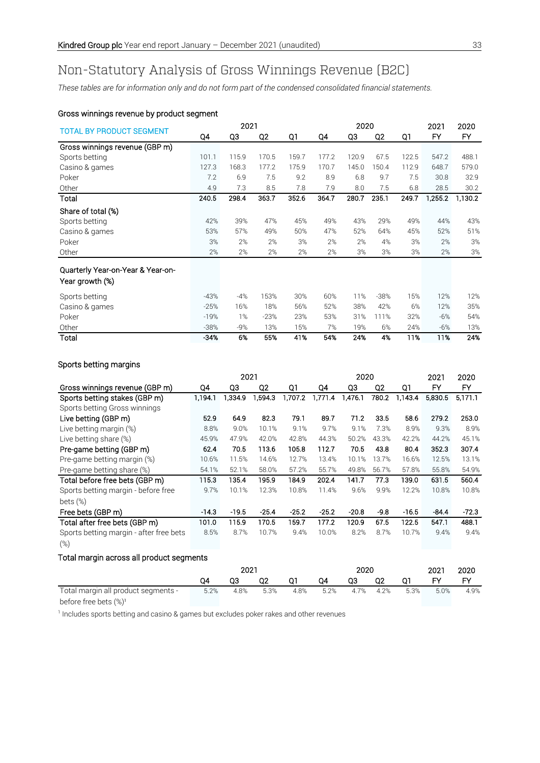# Non-Statutory Analysis of Gross Winnings Revenue (B2C)

*These tables are for information only and do not form part of the condensed consolidated financial statements.*

### Gross winnings revenue by product segment

| TOTAL BY PRODUCT SEGMENT | 2021 | | | | 2020 | | | | 2021 | 2020 |
|---|---|---|---|---|---|---|---|---|---|---|
| | Q4 | Q3 | Q2 | Q1 | Q4 | Q3 | Q2 | Q1 | FY | FY |
| **Gross winnings revenue (GBP m)** | | | | | | | | | | |
| Sports betting | 101.1 | 115.9 | 170.5 | 159.7 | 177.2 | 120.9 | 67.5 | 122.5 | 547.2 | 488.1 |
| Casino & games | 127.3 | 168.3 | 177.2 | 175.9 | 170.7 | 145.0 | 150.4 | 112.9 | 648.7 | 579.0 |
| Poker | 7.2 | 6.9 | 7.5 | 9.2 | 8.9 | 6.8 | 9.7 | 7.5 | 30.8 | 32.9 |
| Other | 4.9 | 7.3 | 8.5 | 7.8 | 7.9 | 8.0 | 7.5 | 6.8 | 28.5 | 30.2 |
| **Total** | **240.5** | **298.4** | **363.7** | **352.6** | **364.7** | **280.7** | **235.1** | **249.7** | **1,255.2** | **1,130.2** |
| **Share of total (%)** | | | | | | | | | | |
| Sports betting | 42% | 39% | 47% | 45% | 49% | 43% | 29% | 49% | 44% | 43% |
| Casino & games | 53% | 57% | 49% | 50% | 47% | 52% | 64% | 45% | 52% | 51% |
| Poker | 3% | 2% | 2% | 3% | 2% | 2% | 4% | 3% | 2% | 3% |
| Other | 2% | 2% | 2% | 2% | 2% | 3% | 3% | 3% | 2% | 3% |
| **Quarterly Year-on-Year & Year-on-Year growth (%)** | | | | | | | | | | |
| Sports betting | -43% | -4% | 153% | 30% | 60% | 11% | -38% | 15% | 12% | 12% |
| Casino & games | -25% | 16% | 18% | 56% | 52% | 38% | 42% | 6% | 12% | 35% |
| Poker | -19% | 1% | -23% | 23% | 53% | 31% | 111% | 32% | -6% | 54% |
| Other | -38% | -9% | 13% | 15% | 7% | 19% | 6% | 24% | -6% | 13% |
| **Total** | **-34%** | **6%** | **55%** | **41%** | **54%** | **24%** | **4%** | **11%** | **11%** | **24%** |

### Sports betting margins

| | 2021 | | | | 2020 | | | | 2021 | 2020 |
|---|---|---|---|---|---|---|---|---|---|---|
| Gross winnings revenue (GBP m) | Q4 | Q3 | Q2 | Q1 | Q4 | Q3 | Q2 | Q1 | FY | FY |
| Sports betting stakes (GBP m) | 1,194.1 | 1,334.9 | 1,594.3 | 1,707.2 | 1,771.4 | 1,476.1 | 780.2 | 1,143.4 | 5,830.5 | 5,171.1 |
| Sports betting Gross winnings | | | | | | | | | | |
| Live betting (GBP m) | 52.9 | 64.9 | 82.3 | 79.1 | 89.7 | 71.2 | 33.5 | 58.6 | 279.2 | 253.0 |
| Live betting margin (%) | 8.8% | 9.0% | 10.1% | 9.1% | 9.7% | 9.1% | 7.3% | 8.9% | 9.3% | 8.9% |
| Live betting share (%) | 45.9% | 47.9% | 42.0% | 42.8% | 44.3% | 50.2% | 43.3% | 42.2% | 44.2% | 45.1% |
| Pre-game betting (GBP m) | 62.4 | 70.5 | 113.6 | 105.8 | 112.7 | 70.5 | 43.8 | 80.4 | 352.3 | 307.4 |
| Pre-game betting margin (%) | 10.6% | 11.5% | 14.6% | 12.7% | 13.4% | 10.1% | 13.7% | 16.6% | 12.5% | 13.1% |
| Pre-game betting share (%) | 54.1% | 52.1% | 58.0% | 57.2% | 55.7% | 49.8% | 56.7% | 57.8% | 55.8% | 54.9% |
| Total before free bets (GBP m) | 115.3 | 135.4 | 195.9 | 184.9 | 202.4 | 141.7 | 77.3 | 139.0 | 631.5 | 560.4 |
| Sports betting margin - before free bets (%) | 9.7% | 10.1% | 12.3% | 10.8% | 11.4% | 9.6% | 9.9% | 12.2% | 10.8% | 10.8% |
| Free bets (GBP m) | -14.3 | -19.5 | -25.4 | -25.2 | -25.2 | -20.8 | -9.8 | -16.5 | -84.4 | -72.3 |
| Total after free bets (GBP m) | 101.0 | 115.9 | 170.5 | 159.7 | 177.2 | 120.9 | 67.5 | 122.5 | 547.1 | 488.1 |
| Sports betting margin - after free bets (%) | 8.5% | 8.7% | 10.7% | 9.4% | 10.0% | 8.2% | 8.7% | 10.7% | 9.4% | 9.4% |

### Total margin across all product segments

| | 2021 | | | | 2020 | | | | 2021 | 2020 |
|---|---|---|---|---|---|---|---|---|---|---|
| | Q4 | Q3 | Q2 | Q1 | Q4 | Q3 | Q2 | Q1 | FY | FY |
| Total margin all product segments - before free bets (%)[1] | 5.2% | 4.8% | 5.3% | 4.8% | 5.2% | 4.7% | 4.2% | 5.3% | 5.0% | 4.9% |

[1] Includes sports betting and casino & games but excludes poker rakes and other revenues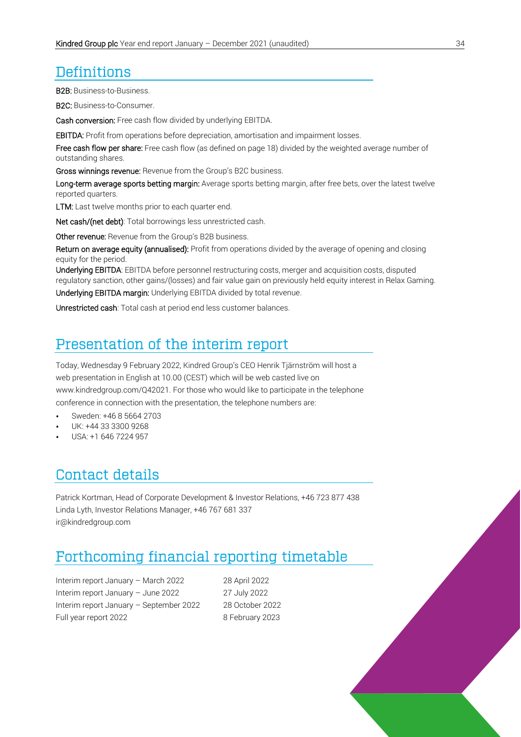## Definitions

**B2B:** Business-to-Business.

**B2C:** Business-to-Consumer.

**Cash conversion:** Free cash flow divided by underlying EBITDA.

**EBITDA:** Profit from operations before depreciation, amortisation and impairment losses.

**Free cash flow per share:** Free cash flow (as defined on page 18) divided by the weighted average number of outstanding shares.

**Gross winnings revenue:** Revenue from the Group's B2C business.

**Long-term average sports betting margin:** Average sports betting margin, after free bets, over the latest twelve reported quarters.

**LTM:** Last twelve months prior to each quarter end.

**Net cash/(net debt)**: Total borrowings less unrestricted cash.

**Other revenue:** Revenue from the Group's B2B business.

**Return on average equity (annualised):** Profit from operations divided by the average of opening and closing equity for the period.

**Underlying EBITDA**: EBITDA before personnel restructuring costs, merger and acquisition costs, disputed regulatory sanction, other gains/(losses) and fair value gain on previously held equity interest in Relax Gaming.

**Underlying EBITDA margin:** Underlying EBITDA divided by total revenue.

**Unrestricted cash**: Total cash at period end less customer balances.

## Presentation of the interim report

Today, Wednesday 9 February 2022, Kindred Group's CEO Henrik Tjärnström will host a web presentation in English at 10.00 (CEST) which will be web casted live on www.kindredgroup.com/Q42021. For those who would like to participate in the telephone conference in connection with the presentation, the telephone numbers are:

- Sweden: +46 8 5664 2703
- UK: +44 33 3300 9268
- USA: +1 646 7224 957

## Contact details

Patrick Kortman, Head of Corporate Development & Investor Relations, +46 723 877 438
Linda Lyth, Investor Relations Manager, +46 767 681 337
ir@kindredgroup.com

## Forthcoming financial reporting timetable

| | |
|---|---|
| Interim report January – March 2022 | 28 April 2022 |
| Interim report January – June 2022 | 27 July 2022 |
| Interim report January – September 2022 | 28 October 2022 |
| Full year report 2022 | 8 February 2023 |